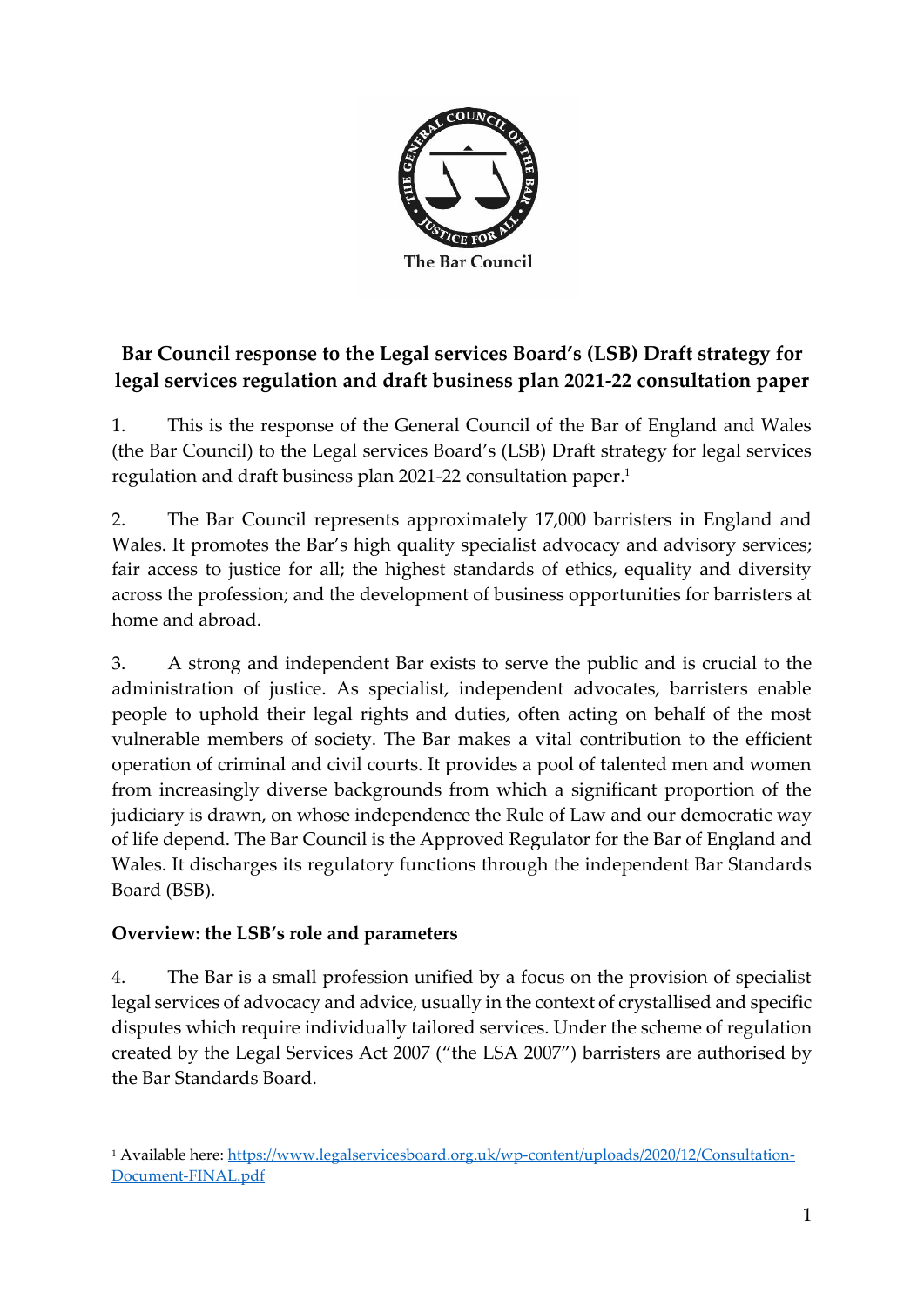The Bar Council

# Bar Council response to the Legal services Board's (LSB) Draft strategy for legal services regulation and draft business plan 2021-22 consultation paper

1. This is the response of the General Council of the Bar of England and Wales (the Bar Council) to the Legal services Board's (LSB) Draft strategy for legal services regulation and draft business plan 2021-22 consultation paper.[1]

2. The Bar Council represents approximately 17,000 barristers in England and Wales. It promotes the Bar's high quality specialist advocacy and advisory services; fair access to justice for all; the highest standards of ethics, equality and diversity across the profession; and the development of business opportunities for barristers at home and abroad.

3. A strong and independent Bar exists to serve the public and is crucial to the administration of justice. As specialist, independent advocates, barristers enable people to uphold their legal rights and duties, often acting on behalf of the most vulnerable members of society. The Bar makes a vital contribution to the efficient operation of criminal and civil courts. It provides a pool of talented men and women from increasingly diverse backgrounds from which a significant proportion of the judiciary is drawn, on whose independence the Rule of Law and our democratic way of life depend. The Bar Council is the Approved Regulator for the Bar of England and Wales. It discharges its regulatory functions through the independent Bar Standards Board (BSB).

## Overview: the LSB's role and parameters

4. The Bar is a small profession unified by a focus on the provision of specialist legal services of advocacy and advice, usually in the context of crystallised and specific disputes which require individually tailored services. Under the scheme of regulation created by the Legal Services Act 2007 ("the LSA 2007") barristers are authorised by the Bar Standards Board.

---

[1] Available here: https://www.legalservicesboard.org.uk/wp-content/uploads/2020/12/Consultation-Document-FINAL.pdf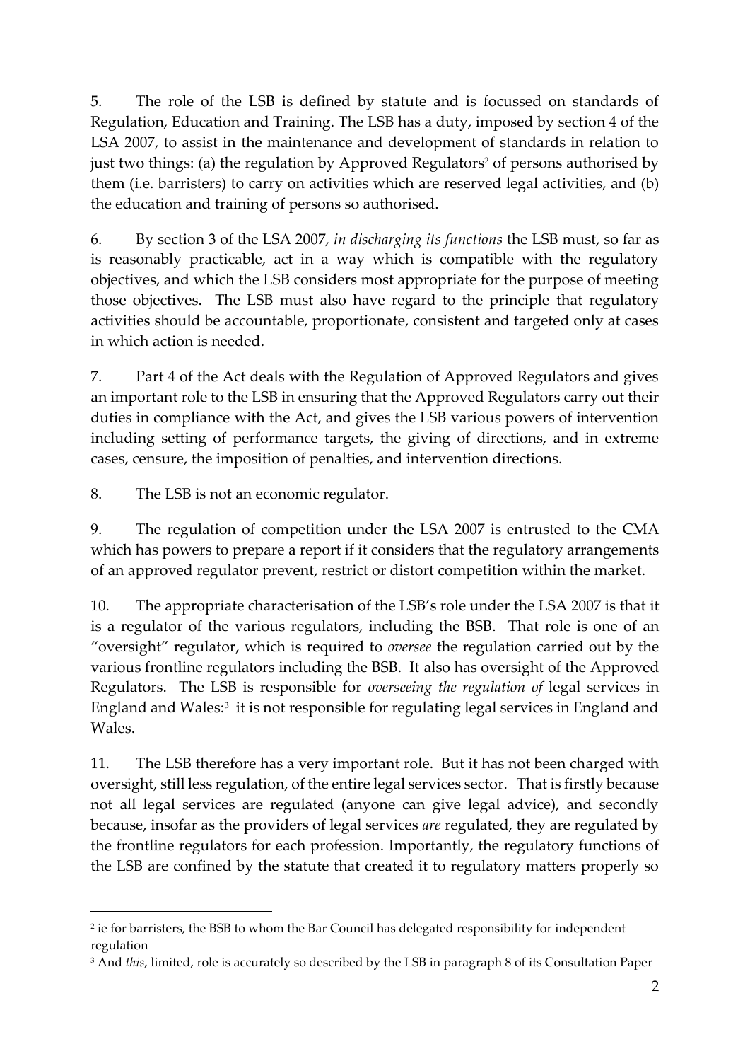5. The role of the LSB is defined by statute and is focussed on standards of Regulation, Education and Training. The LSB has a duty, imposed by section 4 of the LSA 2007, to assist in the maintenance and development of standards in relation to just two things: (a) the regulation by Approved Regulators[2] of persons authorised by them (i.e. barristers) to carry on activities which are reserved legal activities, and (b) the education and training of persons so authorised.

6. By section 3 of the LSA 2007, *in discharging its functions* the LSB must, so far as is reasonably practicable, act in a way which is compatible with the regulatory objectives, and which the LSB considers most appropriate for the purpose of meeting those objectives. The LSB must also have regard to the principle that regulatory activities should be accountable, proportionate, consistent and targeted only at cases in which action is needed.

7. Part 4 of the Act deals with the Regulation of Approved Regulators and gives an important role to the LSB in ensuring that the Approved Regulators carry out their duties in compliance with the Act, and gives the LSB various powers of intervention including setting of performance targets, the giving of directions, and in extreme cases, censure, the imposition of penalties, and intervention directions.

8. The LSB is not an economic regulator.

9. The regulation of competition under the LSA 2007 is entrusted to the CMA which has powers to prepare a report if it considers that the regulatory arrangements of an approved regulator prevent, restrict or distort competition within the market.

10. The appropriate characterisation of the LSB's role under the LSA 2007 is that it is a regulator of the various regulators, including the BSB. That role is one of an "oversight" regulator, which is required to *oversee* the regulation carried out by the various frontline regulators including the BSB. It also has oversight of the Approved Regulators. The LSB is responsible for *overseeing the regulation of* legal services in England and Wales:[3] it is not responsible for regulating legal services in England and Wales.

11. The LSB therefore has a very important role. But it has not been charged with oversight, still less regulation, of the entire legal services sector. That is firstly because not all legal services are regulated (anyone can give legal advice), and secondly because, insofar as the providers of legal services *are* regulated, they are regulated by the frontline regulators for each profession. Importantly, the regulatory functions of the LSB are confined by the statute that created it to regulatory matters properly so

---

[2] ie for barristers, the BSB to whom the Bar Council has delegated responsibility for independent regulation

[3] And *this*, limited, role is accurately so described by the LSB in paragraph 8 of its Consultation Paper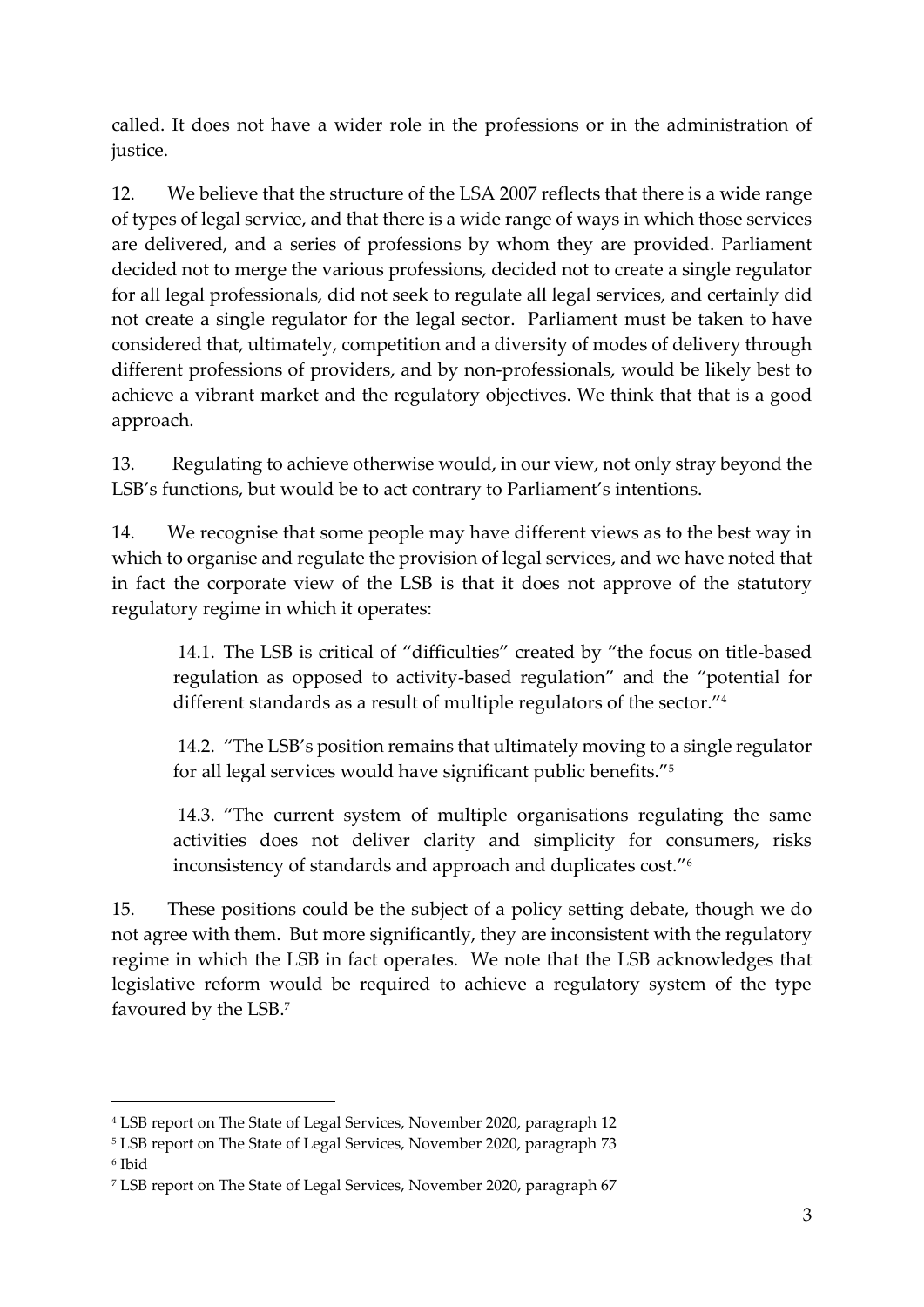called. It does not have a wider role in the professions or in the administration of justice.

12. We believe that the structure of the LSA 2007 reflects that there is a wide range of types of legal service, and that there is a wide range of ways in which those services are delivered, and a series of professions by whom they are provided. Parliament decided not to merge the various professions, decided not to create a single regulator for all legal professionals, did not seek to regulate all legal services, and certainly did not create a single regulator for the legal sector. Parliament must be taken to have considered that, ultimately, competition and a diversity of modes of delivery through different professions of providers, and by non-professionals, would be likely best to achieve a vibrant market and the regulatory objectives. We think that that is a good approach.

13. Regulating to achieve otherwise would, in our view, not only stray beyond the LSB's functions, but would be to act contrary to Parliament's intentions.

14. We recognise that some people may have different views as to the best way in which to organise and regulate the provision of legal services, and we have noted that in fact the corporate view of the LSB is that it does not approve of the statutory regulatory regime in which it operates:

> 14.1. The LSB is critical of "difficulties" created by "the focus on title-based regulation as opposed to activity-based regulation" and the "potential for different standards as a result of multiple regulators of the sector."[4]
>
> 14.2. "The LSB's position remains that ultimately moving to a single regulator for all legal services would have significant public benefits."[5]
>
> 14.3. "The current system of multiple organisations regulating the same activities does not deliver clarity and simplicity for consumers, risks inconsistency of standards and approach and duplicates cost."[6]

15. These positions could be the subject of a policy setting debate, though we do not agree with them. But more significantly, they are inconsistent with the regulatory regime in which the LSB in fact operates. We note that the LSB acknowledges that legislative reform would be required to achieve a regulatory system of the type favoured by the LSB.[7]

---

[4] LSB report on The State of Legal Services, November 2020, paragraph 12

[5] LSB report on The State of Legal Services, November 2020, paragraph 73

[6] Ibid

[7] LSB report on The State of Legal Services, November 2020, paragraph 67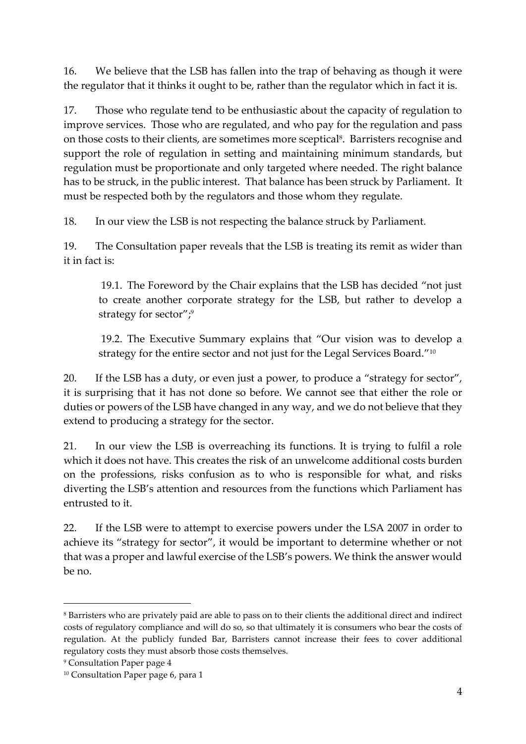16. We believe that the LSB has fallen into the trap of behaving as though it were the regulator that it thinks it ought to be, rather than the regulator which in fact it is.

17. Those who regulate tend to be enthusiastic about the capacity of regulation to improve services. Those who are regulated, and who pay for the regulation and pass on those costs to their clients, are sometimes more sceptical[8]. Barristers recognise and support the role of regulation in setting and maintaining minimum standards, but regulation must be proportionate and only targeted where needed. The right balance has to be struck, in the public interest. That balance has been struck by Parliament. It must be respected both by the regulators and those whom they regulate.

18. In our view the LSB is not respecting the balance struck by Parliament.

19. The Consultation paper reveals that the LSB is treating its remit as wider than it in fact is:

> 19.1. The Foreword by the Chair explains that the LSB has decided "not just to create another corporate strategy for the LSB, but rather to develop a strategy for sector";[9]
>
> 19.2. The Executive Summary explains that "Our vision was to develop a strategy for the entire sector and not just for the Legal Services Board."[10]

20. If the LSB has a duty, or even just a power, to produce a "strategy for sector", it is surprising that it has not done so before. We cannot see that either the role or duties or powers of the LSB have changed in any way, and we do not believe that they extend to producing a strategy for the sector.

21. In our view the LSB is overreaching its functions. It is trying to fulfil a role which it does not have. This creates the risk of an unwelcome additional costs burden on the professions, risks confusion as to who is responsible for what, and risks diverting the LSB's attention and resources from the functions which Parliament has entrusted to it.

22. If the LSB were to attempt to exercise powers under the LSA 2007 in order to achieve its "strategy for sector", it would be important to determine whether or not that was a proper and lawful exercise of the LSB's powers. We think the answer would be no.

---

[8] Barristers who are privately paid are able to pass on to their clients the additional direct and indirect costs of regulatory compliance and will do so, so that ultimately it is consumers who bear the costs of regulation. At the publicly funded Bar, Barristers cannot increase their fees to cover additional regulatory costs they must absorb those costs themselves.

[9] Consultation Paper page 4

[10] Consultation Paper page 6, para 1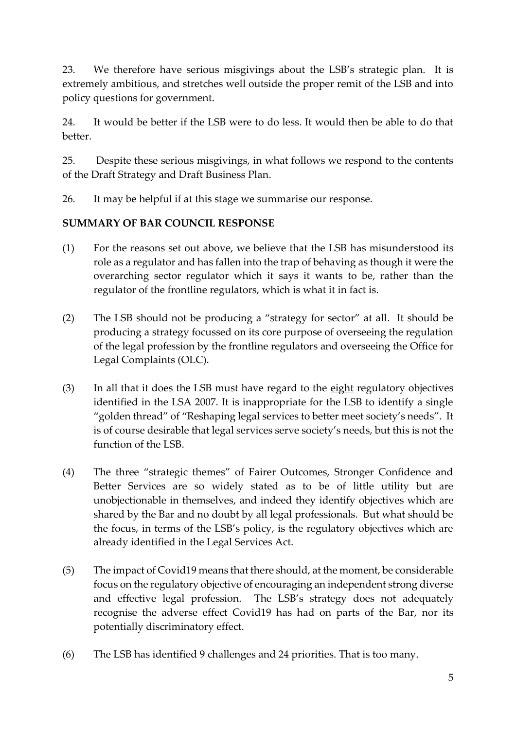23. We therefore have serious misgivings about the LSB's strategic plan. It is extremely ambitious, and stretches well outside the proper remit of the LSB and into policy questions for government.

24. It would be better if the LSB were to do less. It would then be able to do that better.

25. Despite these serious misgivings, in what follows we respond to the contents of the Draft Strategy and Draft Business Plan.

26. It may be helpful if at this stage we summarise our response.

**SUMMARY OF BAR COUNCIL RESPONSE**

(1) For the reasons set out above, we believe that the LSB has misunderstood its role as a regulator and has fallen into the trap of behaving as though it were the overarching sector regulator which it says it wants to be, rather than the regulator of the frontline regulators, which is what it in fact is.

(2) The LSB should not be producing a "strategy for sector" at all. It should be producing a strategy focussed on its core purpose of overseeing the regulation of the legal profession by the frontline regulators and overseeing the Office for Legal Complaints (OLC).

(3) In all that it does the LSB must have regard to the <u>eight</u> regulatory objectives identified in the LSA 2007. It is inappropriate for the LSB to identify a single "golden thread" of "Reshaping legal services to better meet society's needs". It is of course desirable that legal services serve society's needs, but this is not the function of the LSB.

(4) The three "strategic themes" of Fairer Outcomes, Stronger Confidence and Better Services are so widely stated as to be of little utility but are unobjectionable in themselves, and indeed they identify objectives which are shared by the Bar and no doubt by all legal professionals. But what should be the focus, in terms of the LSB's policy, is the regulatory objectives which are already identified in the Legal Services Act.

(5) The impact of Covid19 means that there should, at the moment, be considerable focus on the regulatory objective of encouraging an independent strong diverse and effective legal profession. The LSB's strategy does not adequately recognise the adverse effect Covid19 has had on parts of the Bar, nor its potentially discriminatory effect.

(6) The LSB has identified 9 challenges and 24 priorities. That is too many.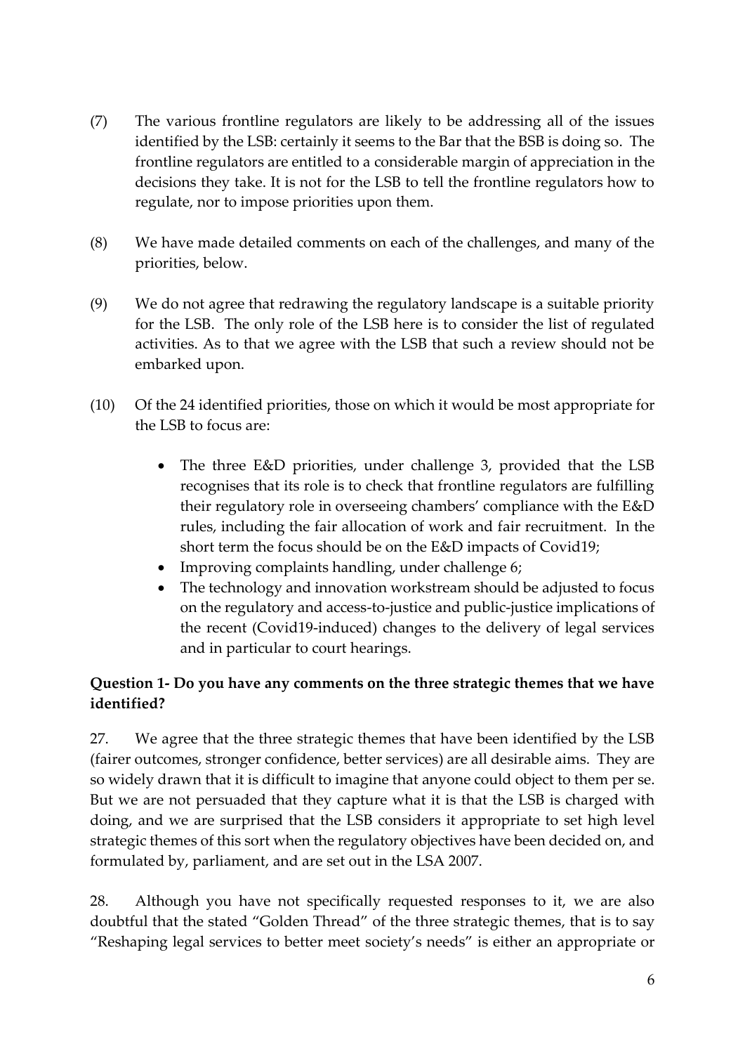(7) The various frontline regulators are likely to be addressing all of the issues identified by the LSB: certainly it seems to the Bar that the BSB is doing so. The frontline regulators are entitled to a considerable margin of appreciation in the decisions they take. It is not for the LSB to tell the frontline regulators how to regulate, nor to impose priorities upon them.

(8) We have made detailed comments on each of the challenges, and many of the priorities, below.

(9) We do not agree that redrawing the regulatory landscape is a suitable priority for the LSB. The only role of the LSB here is to consider the list of regulated activities. As to that we agree with the LSB that such a review should not be embarked upon.

(10) Of the 24 identified priorities, those on which it would be most appropriate for the LSB to focus are:

- The three E&D priorities, under challenge 3, provided that the LSB recognises that its role is to check that frontline regulators are fulfilling their regulatory role in overseeing chambers' compliance with the E&D rules, including the fair allocation of work and fair recruitment. In the short term the focus should be on the E&D impacts of Covid19;
- Improving complaints handling, under challenge 6;
- The technology and innovation workstream should be adjusted to focus on the regulatory and access-to-justice and public-justice implications of the recent (Covid19-induced) changes to the delivery of legal services and in particular to court hearings.

**Question 1- Do you have any comments on the three strategic themes that we have identified?**

27. We agree that the three strategic themes that have been identified by the LSB (fairer outcomes, stronger confidence, better services) are all desirable aims. They are so widely drawn that it is difficult to imagine that anyone could object to them per se. But we are not persuaded that they capture what it is that the LSB is charged with doing, and we are surprised that the LSB considers it appropriate to set high level strategic themes of this sort when the regulatory objectives have been decided on, and formulated by, parliament, and are set out in the LSA 2007.

28. Although you have not specifically requested responses to it, we are also doubtful that the stated "Golden Thread" of the three strategic themes, that is to say "Reshaping legal services to better meet society's needs" is either an appropriate or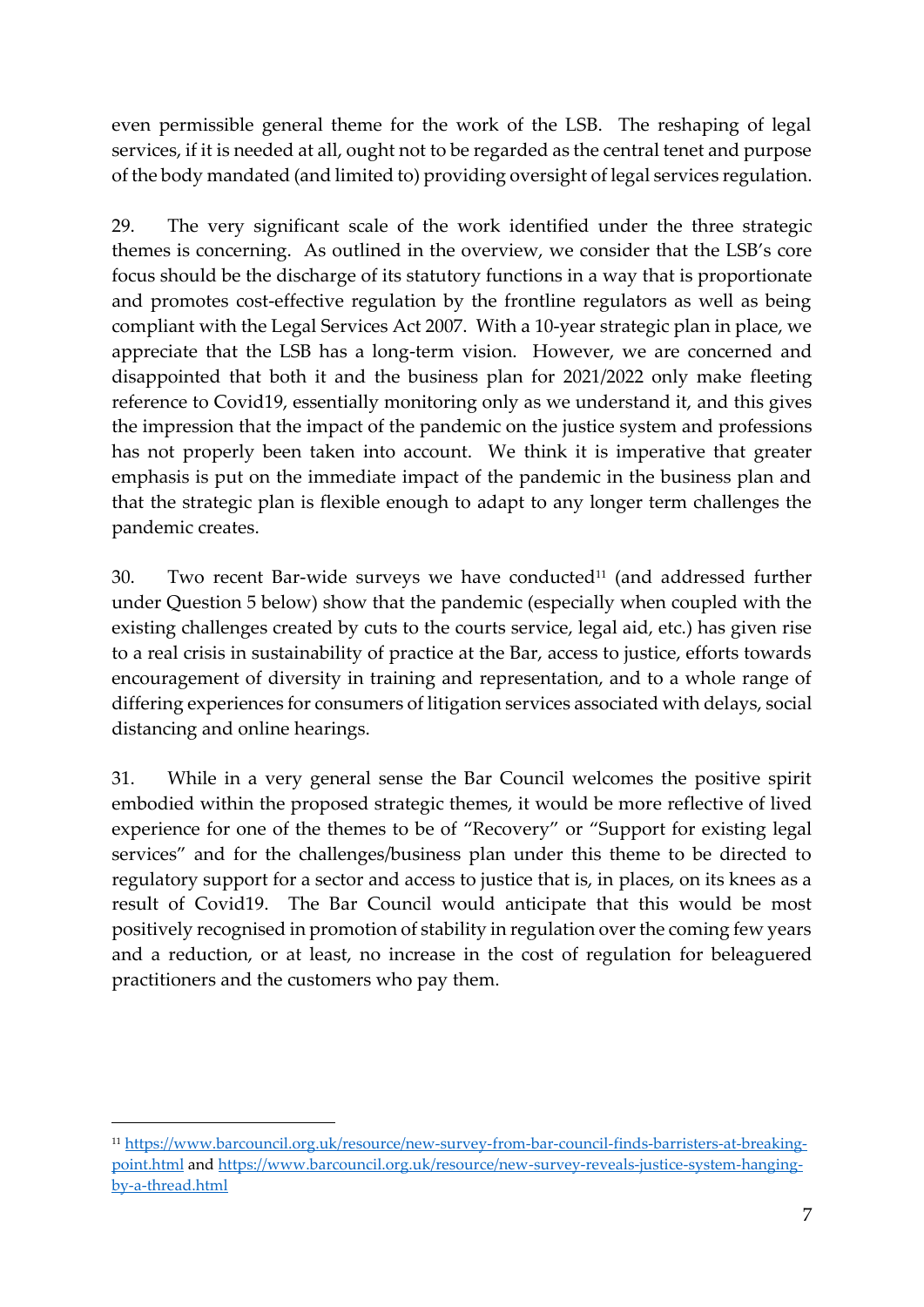even permissible general theme for the work of the LSB. The reshaping of legal services, if it is needed at all, ought not to be regarded as the central tenet and purpose of the body mandated (and limited to) providing oversight of legal services regulation.

29. The very significant scale of the work identified under the three strategic themes is concerning. As outlined in the overview, we consider that the LSB's core focus should be the discharge of its statutory functions in a way that is proportionate and promotes cost-effective regulation by the frontline regulators as well as being compliant with the Legal Services Act 2007. With a 10-year strategic plan in place, we appreciate that the LSB has a long-term vision. However, we are concerned and disappointed that both it and the business plan for 2021/2022 only make fleeting reference to Covid19, essentially monitoring only as we understand it, and this gives the impression that the impact of the pandemic on the justice system and professions has not properly been taken into account. We think it is imperative that greater emphasis is put on the immediate impact of the pandemic in the business plan and that the strategic plan is flexible enough to adapt to any longer term challenges the pandemic creates.

30. Two recent Bar-wide surveys we have conducted[11] (and addressed further under Question 5 below) show that the pandemic (especially when coupled with the existing challenges created by cuts to the courts service, legal aid, etc.) has given rise to a real crisis in sustainability of practice at the Bar, access to justice, efforts towards encouragement of diversity in training and representation, and to a whole range of differing experiences for consumers of litigation services associated with delays, social distancing and online hearings.

31. While in a very general sense the Bar Council welcomes the positive spirit embodied within the proposed strategic themes, it would be more reflective of lived experience for one of the themes to be of "Recovery" or "Support for existing legal services" and for the challenges/business plan under this theme to be directed to regulatory support for a sector and access to justice that is, in places, on its knees as a result of Covid19. The Bar Council would anticipate that this would be most positively recognised in promotion of stability in regulation over the coming few years and a reduction, or at least, no increase in the cost of regulation for beleaguered practitioners and the customers who pay them.

---

[11] https://www.barcouncil.org.uk/resource/new-survey-from-bar-council-finds-barristers-at-breaking-point.html and https://www.barcouncil.org.uk/resource/new-survey-reveals-justice-system-hanging-by-a-thread.html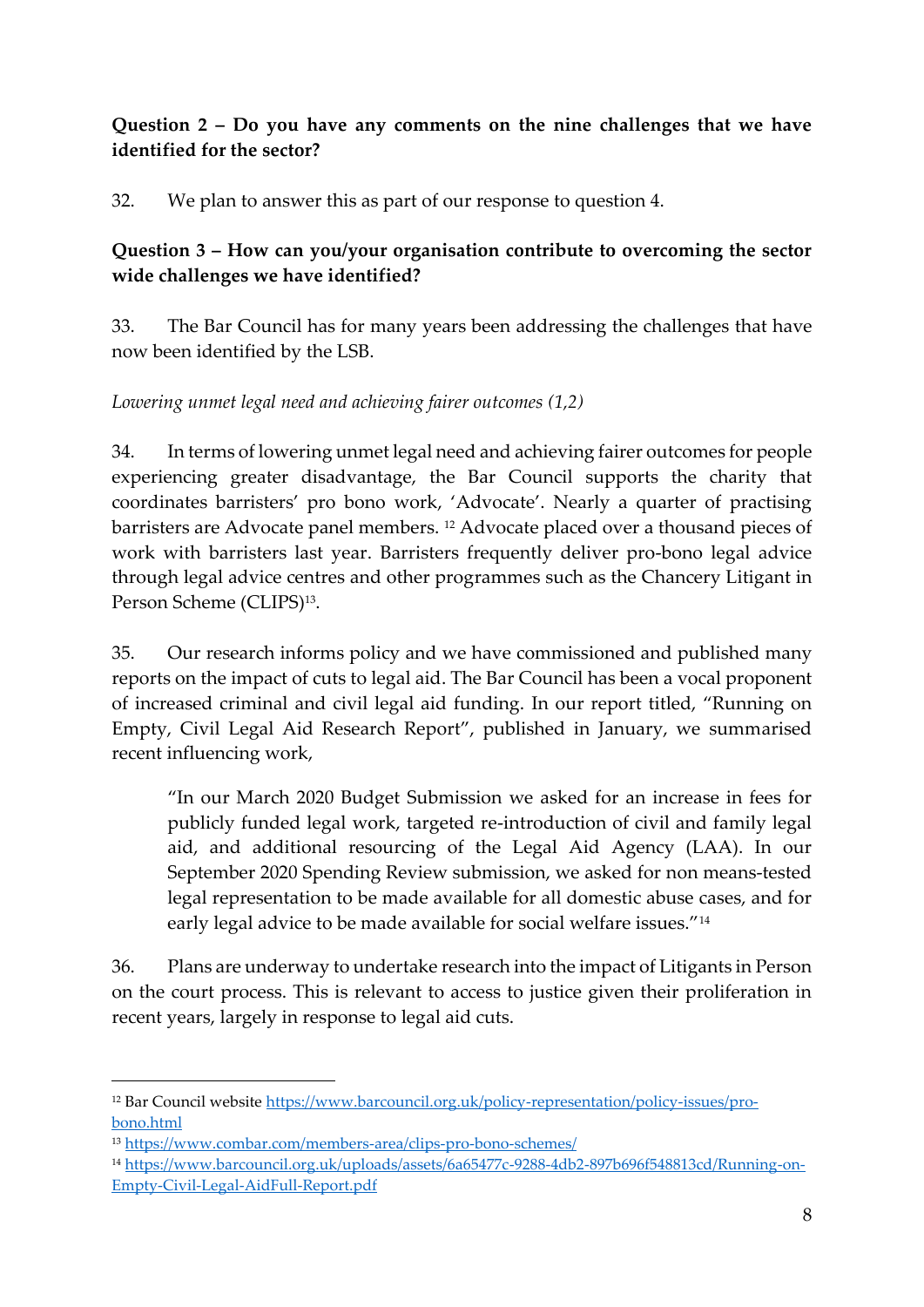**Question 2 – Do you have any comments on the nine challenges that we have identified for the sector?**

32. We plan to answer this as part of our response to question 4.

**Question 3 – How can you/your organisation contribute to overcoming the sector wide challenges we have identified?**

33. The Bar Council has for many years been addressing the challenges that have now been identified by the LSB.

*Lowering unmet legal need and achieving fairer outcomes (1,2)*

34. In terms of lowering unmet legal need and achieving fairer outcomes for people experiencing greater disadvantage, the Bar Council supports the charity that coordinates barristers' pro bono work, 'Advocate'. Nearly a quarter of practising barristers are Advocate panel members. [12] Advocate placed over a thousand pieces of work with barristers last year. Barristers frequently deliver pro-bono legal advice through legal advice centres and other programmes such as the Chancery Litigant in Person Scheme (CLIPS)[13].

35. Our research informs policy and we have commissioned and published many reports on the impact of cuts to legal aid. The Bar Council has been a vocal proponent of increased criminal and civil legal aid funding. In our report titled, "Running on Empty, Civil Legal Aid Research Report", published in January, we summarised recent influencing work,

> "In our March 2020 Budget Submission we asked for an increase in fees for publicly funded legal work, targeted re-introduction of civil and family legal aid, and additional resourcing of the Legal Aid Agency (LAA). In our September 2020 Spending Review submission, we asked for non means-tested legal representation to be made available for all domestic abuse cases, and for early legal advice to be made available for social welfare issues."[14]

36. Plans are underway to undertake research into the impact of Litigants in Person on the court process. This is relevant to access to justice given their proliferation in recent years, largely in response to legal aid cuts.

---

[12] Bar Council website https://www.barcouncil.org.uk/policy-representation/policy-issues/pro-bono.html

[13] https://www.combar.com/members-area/clips-pro-bono-schemes/

[14] https://www.barcouncil.org.uk/uploads/assets/6a65477c-9288-4db2-897b696f548813cd/Running-on-Empty-Civil-Legal-AidFull-Report.pdf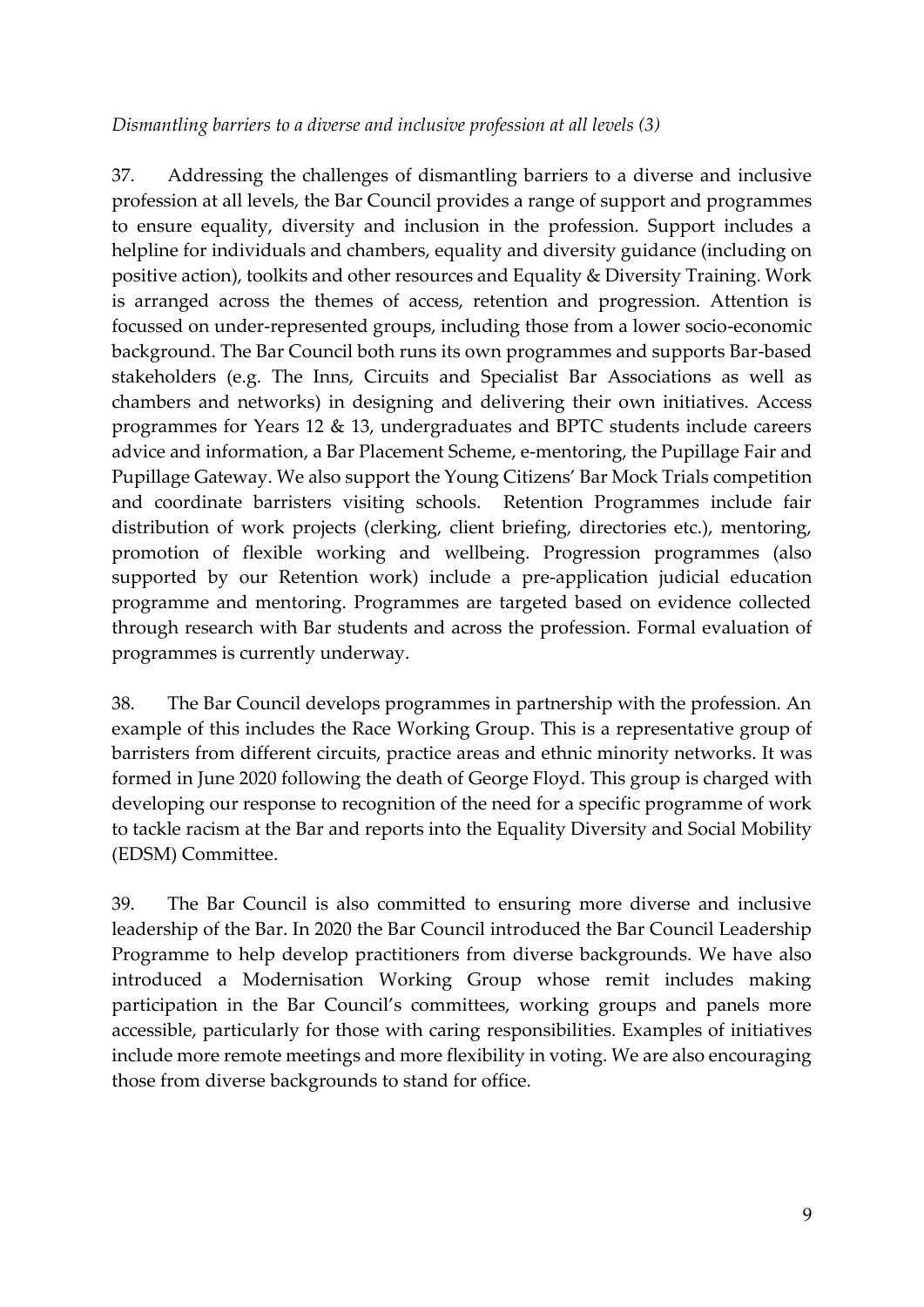*Dismantling barriers to a diverse and inclusive profession at all levels (3)*

37. Addressing the challenges of dismantling barriers to a diverse and inclusive profession at all levels, the Bar Council provides a range of support and programmes to ensure equality, diversity and inclusion in the profession. Support includes a helpline for individuals and chambers, equality and diversity guidance (including on positive action), toolkits and other resources and Equality & Diversity Training. Work is arranged across the themes of access, retention and progression. Attention is focussed on under-represented groups, including those from a lower socio-economic background. The Bar Council both runs its own programmes and supports Bar-based stakeholders (e.g. The Inns, Circuits and Specialist Bar Associations as well as chambers and networks) in designing and delivering their own initiatives. Access programmes for Years 12 & 13, undergraduates and BPTC students include careers advice and information, a Bar Placement Scheme, e-mentoring, the Pupillage Fair and Pupillage Gateway. We also support the Young Citizens' Bar Mock Trials competition and coordinate barristers visiting schools. Retention Programmes include fair distribution of work projects (clerking, client briefing, directories etc.), mentoring, promotion of flexible working and wellbeing. Progression programmes (also supported by our Retention work) include a pre-application judicial education programme and mentoring. Programmes are targeted based on evidence collected through research with Bar students and across the profession. Formal evaluation of programmes is currently underway.

38. The Bar Council develops programmes in partnership with the profession. An example of this includes the Race Working Group. This is a representative group of barristers from different circuits, practice areas and ethnic minority networks. It was formed in June 2020 following the death of George Floyd. This group is charged with developing our response to recognition of the need for a specific programme of work to tackle racism at the Bar and reports into the Equality Diversity and Social Mobility (EDSM) Committee.

39. The Bar Council is also committed to ensuring more diverse and inclusive leadership of the Bar. In 2020 the Bar Council introduced the Bar Council Leadership Programme to help develop practitioners from diverse backgrounds. We have also introduced a Modernisation Working Group whose remit includes making participation in the Bar Council's committees, working groups and panels more accessible, particularly for those with caring responsibilities. Examples of initiatives include more remote meetings and more flexibility in voting. We are also encouraging those from diverse backgrounds to stand for office.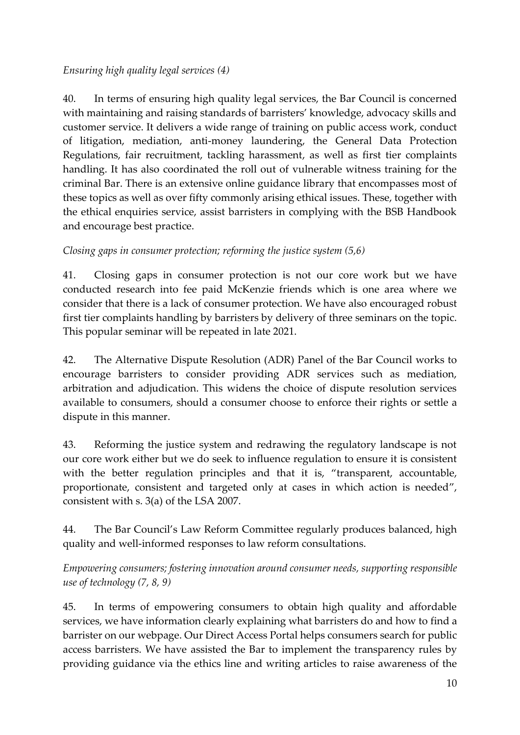*Ensuring high quality legal services (4)*

40. In terms of ensuring high quality legal services, the Bar Council is concerned with maintaining and raising standards of barristers' knowledge, advocacy skills and customer service. It delivers a wide range of training on public access work, conduct of litigation, mediation, anti-money laundering, the General Data Protection Regulations, fair recruitment, tackling harassment, as well as first tier complaints handling. It has also coordinated the roll out of vulnerable witness training for the criminal Bar. There is an extensive online guidance library that encompasses most of these topics as well as over fifty commonly arising ethical issues. These, together with the ethical enquiries service, assist barristers in complying with the BSB Handbook and encourage best practice.

*Closing gaps in consumer protection; reforming the justice system (5,6)*

41. Closing gaps in consumer protection is not our core work but we have conducted research into fee paid McKenzie friends which is one area where we consider that there is a lack of consumer protection. We have also encouraged robust first tier complaints handling by barristers by delivery of three seminars on the topic. This popular seminar will be repeated in late 2021.

42. The Alternative Dispute Resolution (ADR) Panel of the Bar Council works to encourage barristers to consider providing ADR services such as mediation, arbitration and adjudication. This widens the choice of dispute resolution services available to consumers, should a consumer choose to enforce their rights or settle a dispute in this manner.

43. Reforming the justice system and redrawing the regulatory landscape is not our core work either but we do seek to influence regulation to ensure it is consistent with the better regulation principles and that it is, "transparent, accountable, proportionate, consistent and targeted only at cases in which action is needed", consistent with s. 3(a) of the LSA 2007.

44. The Bar Council's Law Reform Committee regularly produces balanced, high quality and well-informed responses to law reform consultations.

*Empowering consumers; fostering innovation around consumer needs, supporting responsible use of technology (7, 8, 9)*

45. In terms of empowering consumers to obtain high quality and affordable services, we have information clearly explaining what barristers do and how to find a barrister on our webpage. Our Direct Access Portal helps consumers search for public access barristers. We have assisted the Bar to implement the transparency rules by providing guidance via the ethics line and writing articles to raise awareness of the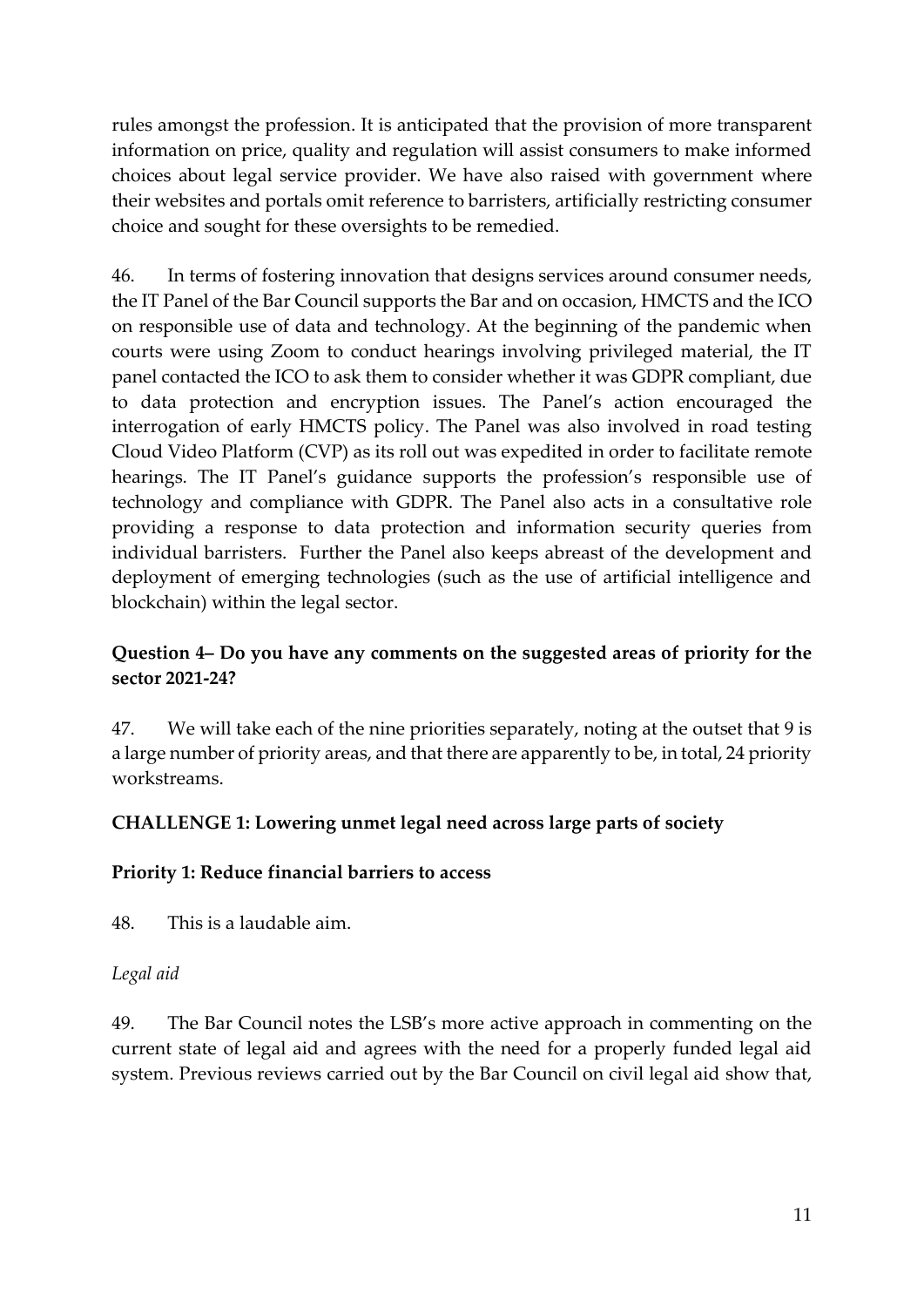rules amongst the profession. It is anticipated that the provision of more transparent information on price, quality and regulation will assist consumers to make informed choices about legal service provider. We have also raised with government where their websites and portals omit reference to barristers, artificially restricting consumer choice and sought for these oversights to be remedied.

46. In terms of fostering innovation that designs services around consumer needs, the IT Panel of the Bar Council supports the Bar and on occasion, HMCTS and the ICO on responsible use of data and technology. At the beginning of the pandemic when courts were using Zoom to conduct hearings involving privileged material, the IT panel contacted the ICO to ask them to consider whether it was GDPR compliant, due to data protection and encryption issues. The Panel's action encouraged the interrogation of early HMCTS policy. The Panel was also involved in road testing Cloud Video Platform (CVP) as its roll out was expedited in order to facilitate remote hearings. The IT Panel's guidance supports the profession's responsible use of technology and compliance with GDPR. The Panel also acts in a consultative role providing a response to data protection and information security queries from individual barristers. Further the Panel also keeps abreast of the development and deployment of emerging technologies (such as the use of artificial intelligence and blockchain) within the legal sector.

**Question 4– Do you have any comments on the suggested areas of priority for the sector 2021-24?**

47. We will take each of the nine priorities separately, noting at the outset that 9 is a large number of priority areas, and that there are apparently to be, in total, 24 priority workstreams.

**CHALLENGE 1: Lowering unmet legal need across large parts of society**

**Priority 1: Reduce financial barriers to access**

48. This is a laudable aim.

*Legal aid*

49. The Bar Council notes the LSB's more active approach in commenting on the current state of legal aid and agrees with the need for a properly funded legal aid system. Previous reviews carried out by the Bar Council on civil legal aid show that,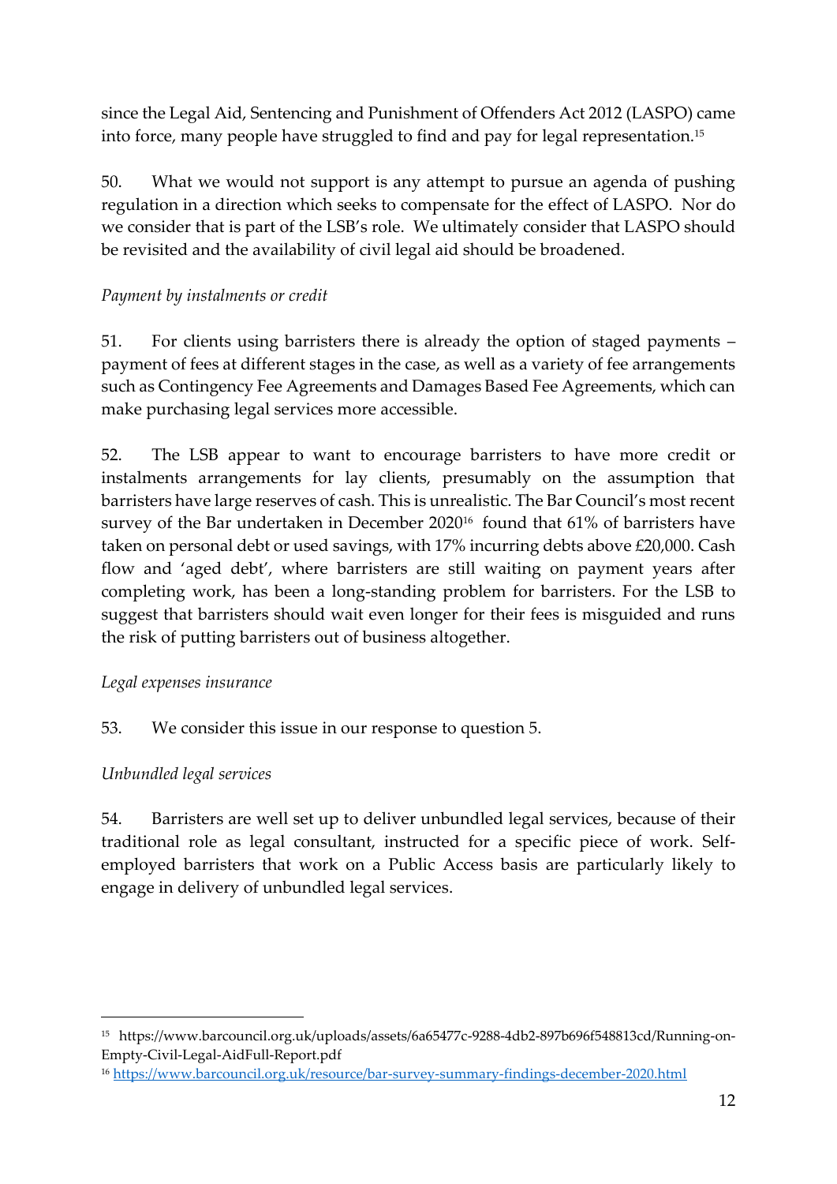since the Legal Aid, Sentencing and Punishment of Offenders Act 2012 (LASPO) came into force, many people have struggled to find and pay for legal representation.[15]

50. What we would not support is any attempt to pursue an agenda of pushing regulation in a direction which seeks to compensate for the effect of LASPO. Nor do we consider that is part of the LSB's role. We ultimately consider that LASPO should be revisited and the availability of civil legal aid should be broadened.

*Payment by instalments or credit*

51. For clients using barristers there is already the option of staged payments – payment of fees at different stages in the case, as well as a variety of fee arrangements such as Contingency Fee Agreements and Damages Based Fee Agreements, which can make purchasing legal services more accessible.

52. The LSB appear to want to encourage barristers to have more credit or instalments arrangements for lay clients, presumably on the assumption that barristers have large reserves of cash. This is unrealistic. The Bar Council's most recent survey of the Bar undertaken in December 2020[16] found that 61% of barristers have taken on personal debt or used savings, with 17% incurring debts above £20,000. Cash flow and 'aged debt', where barristers are still waiting on payment years after completing work, has been a long-standing problem for barristers. For the LSB to suggest that barristers should wait even longer for their fees is misguided and runs the risk of putting barristers out of business altogether.

*Legal expenses insurance*

53. We consider this issue in our response to question 5.

*Unbundled legal services*

54. Barristers are well set up to deliver unbundled legal services, because of their traditional role as legal consultant, instructed for a specific piece of work. Self-employed barristers that work on a Public Access basis are particularly likely to engage in delivery of unbundled legal services.

---

[15] https://www.barcouncil.org.uk/uploads/assets/6a65477c-9288-4db2-897b696f548813cd/Running-on-Empty-Civil-Legal-AidFull-Report.pdf

[16] https://www.barcouncil.org.uk/resource/bar-survey-summary-findings-december-2020.html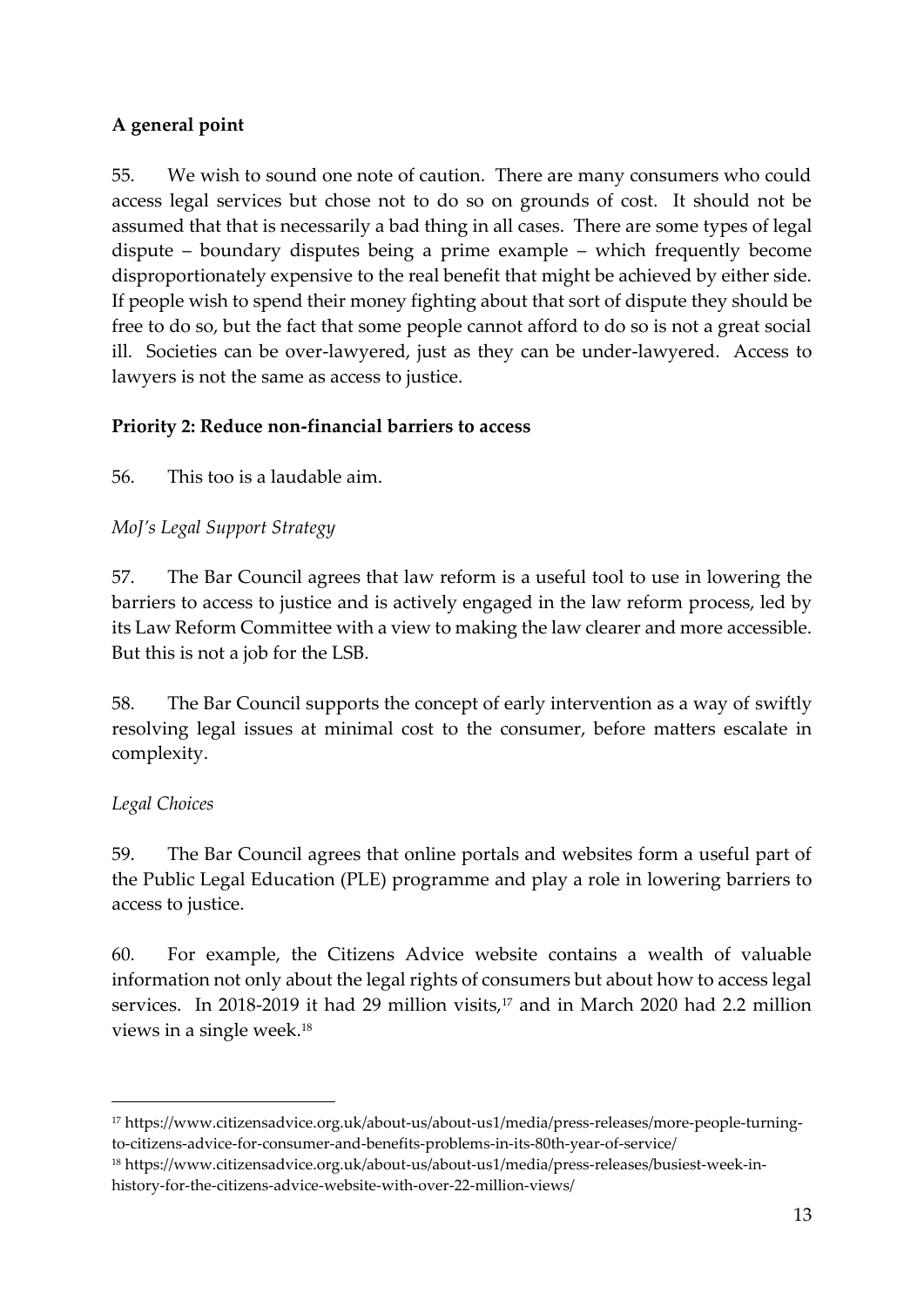**A general point**

55. We wish to sound one note of caution. There are many consumers who could access legal services but chose not to do so on grounds of cost. It should not be assumed that that is necessarily a bad thing in all cases. There are some types of legal dispute – boundary disputes being a prime example – which frequently become disproportionately expensive to the real benefit that might be achieved by either side. If people wish to spend their money fighting about that sort of dispute they should be free to do so, but the fact that some people cannot afford to do so is not a great social ill. Societies can be over-lawyered, just as they can be under-lawyered. Access to lawyers is not the same as access to justice.

**Priority 2: Reduce non-financial barriers to access**

56. This too is a laudable aim.

*MoJ's Legal Support Strategy*

57. The Bar Council agrees that law reform is a useful tool to use in lowering the barriers to access to justice and is actively engaged in the law reform process, led by its Law Reform Committee with a view to making the law clearer and more accessible. But this is not a job for the LSB.

58. The Bar Council supports the concept of early intervention as a way of swiftly resolving legal issues at minimal cost to the consumer, before matters escalate in complexity.

*Legal Choices*

59. The Bar Council agrees that online portals and websites form a useful part of the Public Legal Education (PLE) programme and play a role in lowering barriers to access to justice.

60. For example, the Citizens Advice website contains a wealth of valuable information not only about the legal rights of consumers but about how to access legal services. In 2018-2019 it had 29 million visits,[17] and in March 2020 had 2.2 million views in a single week.[18]

---

[17] https://www.citizensadvice.org.uk/about-us/about-us1/media/press-releases/more-people-turning-to-citizens-advice-for-consumer-and-benefits-problems-in-its-80th-year-of-service/

[18] https://www.citizensadvice.org.uk/about-us/about-us1/media/press-releases/busiest-week-in-history-for-the-citizens-advice-website-with-over-22-million-views/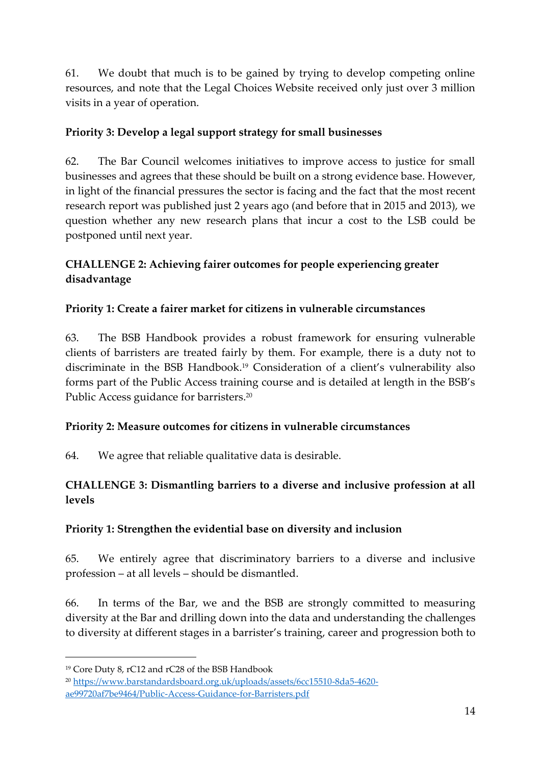61. We doubt that much is to be gained by trying to develop competing online resources, and note that the Legal Choices Website received only just over 3 million visits in a year of operation.

**Priority 3: Develop a legal support strategy for small businesses**

62. The Bar Council welcomes initiatives to improve access to justice for small businesses and agrees that these should be built on a strong evidence base. However, in light of the financial pressures the sector is facing and the fact that the most recent research report was published just 2 years ago (and before that in 2015 and 2013), we question whether any new research plans that incur a cost to the LSB could be postponed until next year.

**CHALLENGE 2: Achieving fairer outcomes for people experiencing greater disadvantage**

**Priority 1: Create a fairer market for citizens in vulnerable circumstances**

63. The BSB Handbook provides a robust framework for ensuring vulnerable clients of barristers are treated fairly by them. For example, there is a duty not to discriminate in the BSB Handbook.[19] Consideration of a client's vulnerability also forms part of the Public Access training course and is detailed at length in the BSB's Public Access guidance for barristers.[20]

**Priority 2: Measure outcomes for citizens in vulnerable circumstances**

64. We agree that reliable qualitative data is desirable.

**CHALLENGE 3: Dismantling barriers to a diverse and inclusive profession at all levels**

**Priority 1: Strengthen the evidential base on diversity and inclusion**

65. We entirely agree that discriminatory barriers to a diverse and inclusive profession – at all levels – should be dismantled.

66. In terms of the Bar, we and the BSB are strongly committed to measuring diversity at the Bar and drilling down into the data and understanding the challenges to diversity at different stages in a barrister's training, career and progression both to

---

[19] Core Duty 8, rC12 and rC28 of the BSB Handbook

[20] https://www.barstandardsboard.org.uk/uploads/assets/6cc15510-8da5-4620-ae99720af7be9464/Public-Access-Guidance-for-Barristers.pdf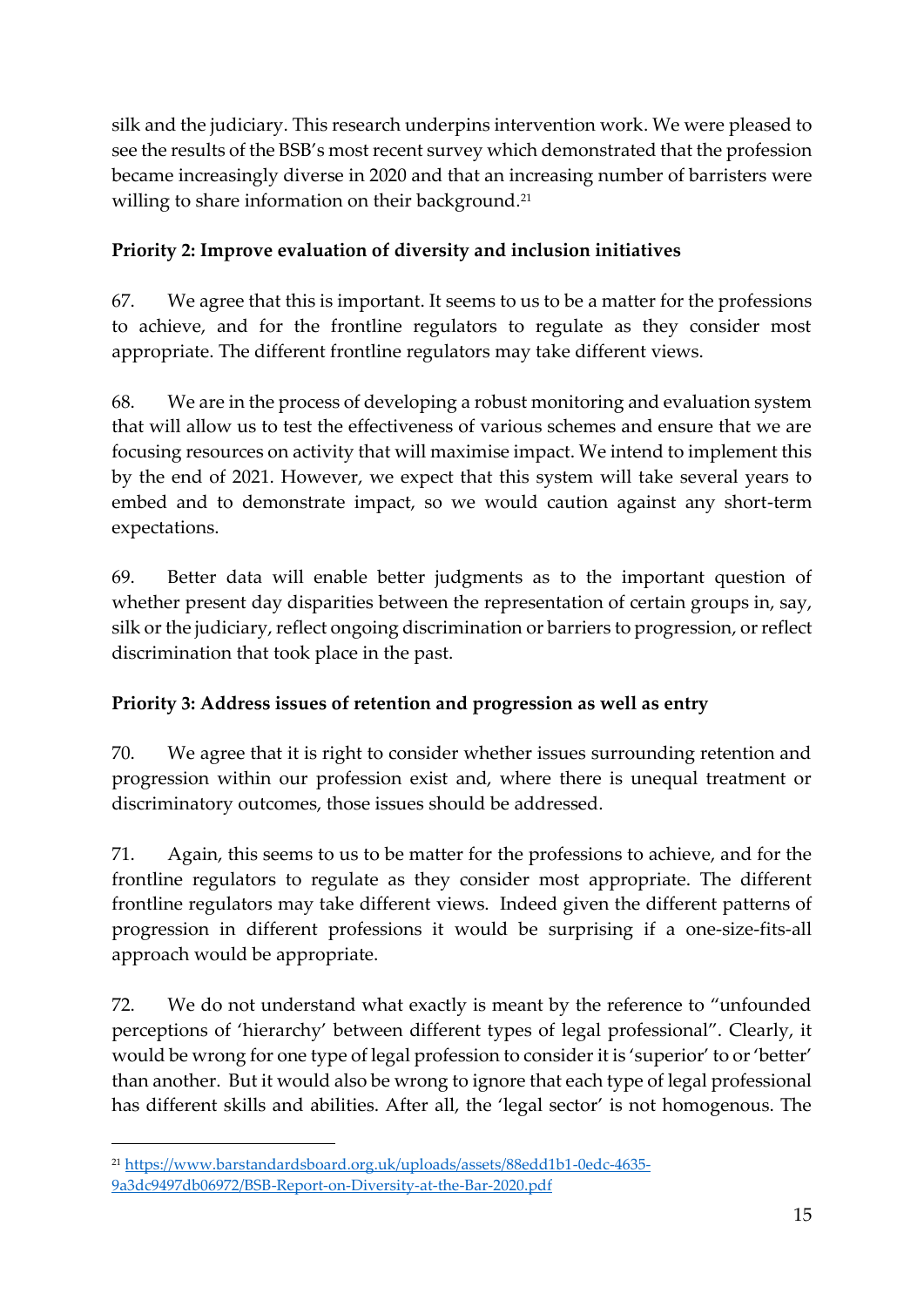silk and the judiciary. This research underpins intervention work. We were pleased to see the results of the BSB's most recent survey which demonstrated that the profession became increasingly diverse in 2020 and that an increasing number of barristers were willing to share information on their background.[21]

**Priority 2: Improve evaluation of diversity and inclusion initiatives**

67. We agree that this is important. It seems to us to be a matter for the professions to achieve, and for the frontline regulators to regulate as they consider most appropriate. The different frontline regulators may take different views.

68. We are in the process of developing a robust monitoring and evaluation system that will allow us to test the effectiveness of various schemes and ensure that we are focusing resources on activity that will maximise impact. We intend to implement this by the end of 2021. However, we expect that this system will take several years to embed and to demonstrate impact, so we would caution against any short-term expectations.

69. Better data will enable better judgments as to the important question of whether present day disparities between the representation of certain groups in, say, silk or the judiciary, reflect ongoing discrimination or barriers to progression, or reflect discrimination that took place in the past.

**Priority 3: Address issues of retention and progression as well as entry**

70. We agree that it is right to consider whether issues surrounding retention and progression within our profession exist and, where there is unequal treatment or discriminatory outcomes, those issues should be addressed.

71. Again, this seems to us to be matter for the professions to achieve, and for the frontline regulators to regulate as they consider most appropriate. The different frontline regulators may take different views. Indeed given the different patterns of progression in different professions it would be surprising if a one-size-fits-all approach would be appropriate.

72. We do not understand what exactly is meant by the reference to "unfounded perceptions of 'hierarchy' between different types of legal professional". Clearly, it would be wrong for one type of legal profession to consider it is 'superior' to or 'better' than another. But it would also be wrong to ignore that each type of legal professional has different skills and abilities. After all, the 'legal sector' is not homogenous. The

---

[21] https://www.barstandardsboard.org.uk/uploads/assets/88edd1b1-0edc-4635-9a3dc9497db06972/BSB-Report-on-Diversity-at-the-Bar-2020.pdf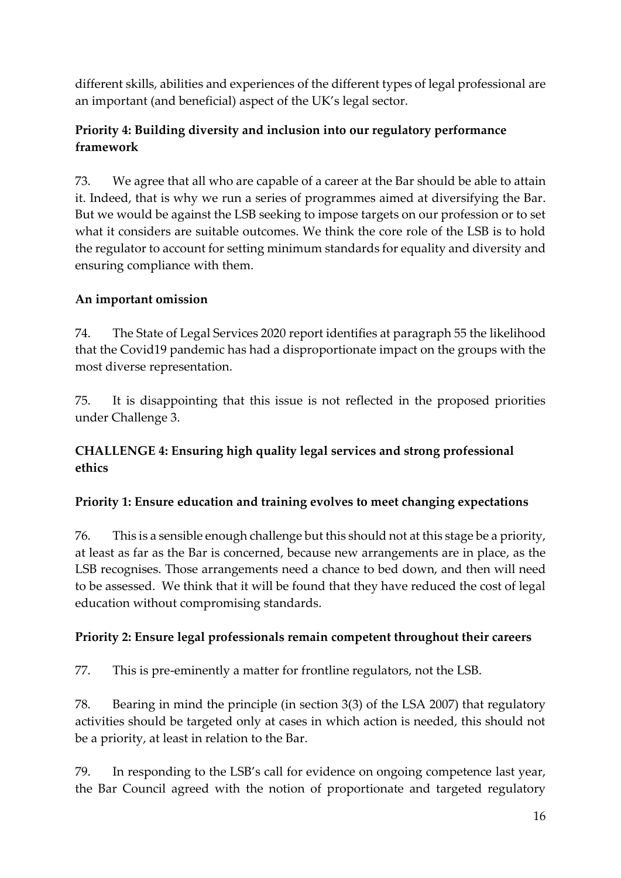different skills, abilities and experiences of the different types of legal professional are an important (and beneficial) aspect of the UK's legal sector.

**Priority 4: Building diversity and inclusion into our regulatory performance framework**

73. We agree that all who are capable of a career at the Bar should be able to attain it. Indeed, that is why we run a series of programmes aimed at diversifying the Bar. But we would be against the LSB seeking to impose targets on our profession or to set what it considers are suitable outcomes. We think the core role of the LSB is to hold the regulator to account for setting minimum standards for equality and diversity and ensuring compliance with them.

**An important omission**

74. The State of Legal Services 2020 report identifies at paragraph 55 the likelihood that the Covid19 pandemic has had a disproportionate impact on the groups with the most diverse representation.

75. It is disappointing that this issue is not reflected in the proposed priorities under Challenge 3.

**CHALLENGE 4: Ensuring high quality legal services and strong professional ethics**

**Priority 1: Ensure education and training evolves to meet changing expectations**

76. This is a sensible enough challenge but this should not at this stage be a priority, at least as far as the Bar is concerned, because new arrangements are in place, as the LSB recognises. Those arrangements need a chance to bed down, and then will need to be assessed. We think that it will be found that they have reduced the cost of legal education without compromising standards.

**Priority 2: Ensure legal professionals remain competent throughout their careers**

77. This is pre-eminently a matter for frontline regulators, not the LSB.

78. Bearing in mind the principle (in section 3(3) of the LSA 2007) that regulatory activities should be targeted only at cases in which action is needed, this should not be a priority, at least in relation to the Bar.

79. In responding to the LSB's call for evidence on ongoing competence last year, the Bar Council agreed with the notion of proportionate and targeted regulatory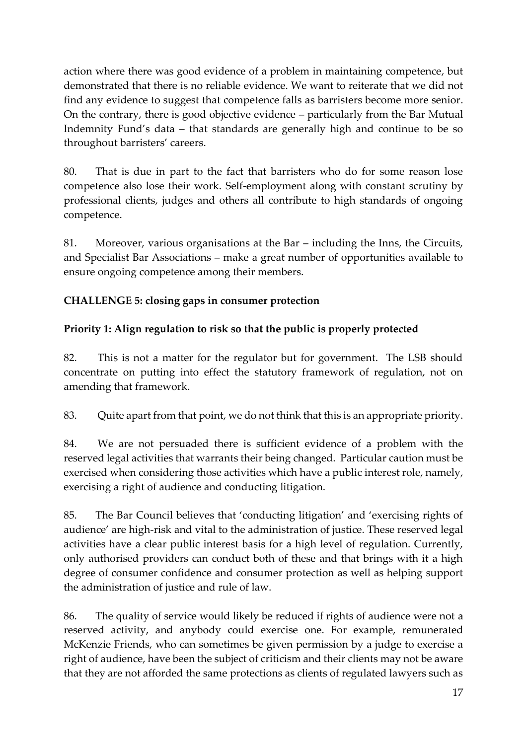action where there was good evidence of a problem in maintaining competence, but demonstrated that there is no reliable evidence. We want to reiterate that we did not find any evidence to suggest that competence falls as barristers become more senior. On the contrary, there is good objective evidence – particularly from the Bar Mutual Indemnity Fund's data – that standards are generally high and continue to be so throughout barristers' careers.

80. That is due in part to the fact that barristers who do for some reason lose competence also lose their work. Self-employment along with constant scrutiny by professional clients, judges and others all contribute to high standards of ongoing competence.

81. Moreover, various organisations at the Bar – including the Inns, the Circuits, and Specialist Bar Associations – make a great number of opportunities available to ensure ongoing competence among their members.

**CHALLENGE 5: closing gaps in consumer protection**

**Priority 1: Align regulation to risk so that the public is properly protected**

82. This is not a matter for the regulator but for government. The LSB should concentrate on putting into effect the statutory framework of regulation, not on amending that framework.

83. Quite apart from that point, we do not think that this is an appropriate priority.

84. We are not persuaded there is sufficient evidence of a problem with the reserved legal activities that warrants their being changed. Particular caution must be exercised when considering those activities which have a public interest role, namely, exercising a right of audience and conducting litigation.

85. The Bar Council believes that 'conducting litigation' and 'exercising rights of audience' are high-risk and vital to the administration of justice. These reserved legal activities have a clear public interest basis for a high level of regulation. Currently, only authorised providers can conduct both of these and that brings with it a high degree of consumer confidence and consumer protection as well as helping support the administration of justice and rule of law.

86. The quality of service would likely be reduced if rights of audience were not a reserved activity, and anybody could exercise one. For example, remunerated McKenzie Friends, who can sometimes be given permission by a judge to exercise a right of audience, have been the subject of criticism and their clients may not be aware that they are not afforded the same protections as clients of regulated lawyers such as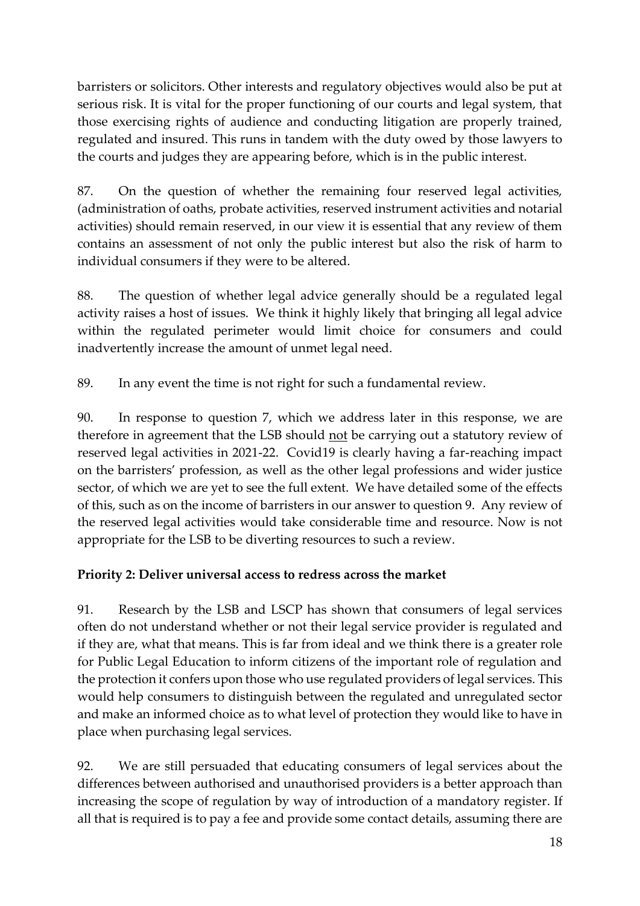barristers or solicitors. Other interests and regulatory objectives would also be put at serious risk. It is vital for the proper functioning of our courts and legal system, that those exercising rights of audience and conducting litigation are properly trained, regulated and insured. This runs in tandem with the duty owed by those lawyers to the courts and judges they are appearing before, which is in the public interest.

87. On the question of whether the remaining four reserved legal activities, (administration of oaths, probate activities, reserved instrument activities and notarial activities) should remain reserved, in our view it is essential that any review of them contains an assessment of not only the public interest but also the risk of harm to individual consumers if they were to be altered.

88. The question of whether legal advice generally should be a regulated legal activity raises a host of issues. We think it highly likely that bringing all legal advice within the regulated perimeter would limit choice for consumers and could inadvertently increase the amount of unmet legal need.

89. In any event the time is not right for such a fundamental review.

90. In response to question 7, which we address later in this response, we are therefore in agreement that the LSB should <u>not</u> be carrying out a statutory review of reserved legal activities in 2021-22. Covid19 is clearly having a far-reaching impact on the barristers' profession, as well as the other legal professions and wider justice sector, of which we are yet to see the full extent. We have detailed some of the effects of this, such as on the income of barristers in our answer to question 9. Any review of the reserved legal activities would take considerable time and resource. Now is not appropriate for the LSB to be diverting resources to such a review.

**Priority 2: Deliver universal access to redress across the market**

91. Research by the LSB and LSCP has shown that consumers of legal services often do not understand whether or not their legal service provider is regulated and if they are, what that means. This is far from ideal and we think there is a greater role for Public Legal Education to inform citizens of the important role of regulation and the protection it confers upon those who use regulated providers of legal services. This would help consumers to distinguish between the regulated and unregulated sector and make an informed choice as to what level of protection they would like to have in place when purchasing legal services.

92. We are still persuaded that educating consumers of legal services about the differences between authorised and unauthorised providers is a better approach than increasing the scope of regulation by way of introduction of a mandatory register. If all that is required is to pay a fee and provide some contact details, assuming there are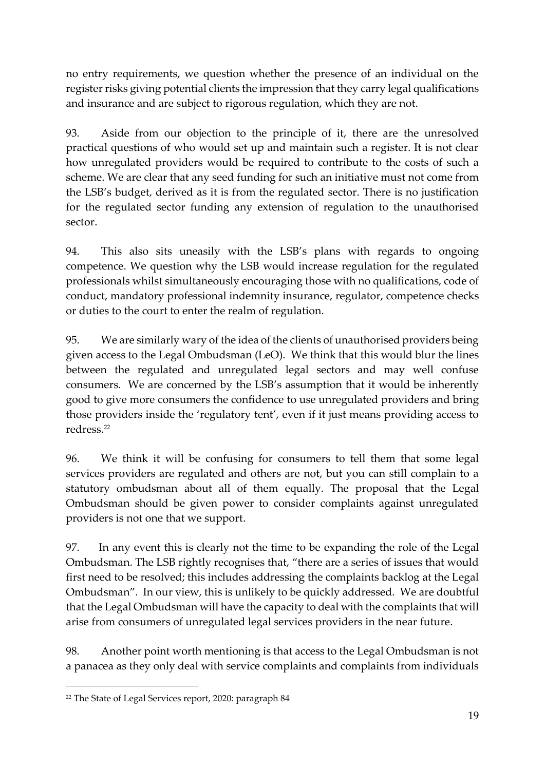no entry requirements, we question whether the presence of an individual on the register risks giving potential clients the impression that they carry legal qualifications and insurance and are subject to rigorous regulation, which they are not.

93. Aside from our objection to the principle of it, there are the unresolved practical questions of who would set up and maintain such a register. It is not clear how unregulated providers would be required to contribute to the costs of such a scheme. We are clear that any seed funding for such an initiative must not come from the LSB's budget, derived as it is from the regulated sector. There is no justification for the regulated sector funding any extension of regulation to the unauthorised sector.

94. This also sits uneasily with the LSB's plans with regards to ongoing competence. We question why the LSB would increase regulation for the regulated professionals whilst simultaneously encouraging those with no qualifications, code of conduct, mandatory professional indemnity insurance, regulator, competence checks or duties to the court to enter the realm of regulation.

95. We are similarly wary of the idea of the clients of unauthorised providers being given access to the Legal Ombudsman (LeO). We think that this would blur the lines between the regulated and unregulated legal sectors and may well confuse consumers. We are concerned by the LSB's assumption that it would be inherently good to give more consumers the confidence to use unregulated providers and bring those providers inside the 'regulatory tent', even if it just means providing access to redress.[22]

96. We think it will be confusing for consumers to tell them that some legal services providers are regulated and others are not, but you can still complain to a statutory ombudsman about all of them equally. The proposal that the Legal Ombudsman should be given power to consider complaints against unregulated providers is not one that we support.

97. In any event this is clearly not the time to be expanding the role of the Legal Ombudsman. The LSB rightly recognises that, "there are a series of issues that would first need to be resolved; this includes addressing the complaints backlog at the Legal Ombudsman". In our view, this is unlikely to be quickly addressed. We are doubtful that the Legal Ombudsman will have the capacity to deal with the complaints that will arise from consumers of unregulated legal services providers in the near future.

98. Another point worth mentioning is that access to the Legal Ombudsman is not a panacea as they only deal with service complaints and complaints from individuals

---

[22] The State of Legal Services report, 2020: paragraph 84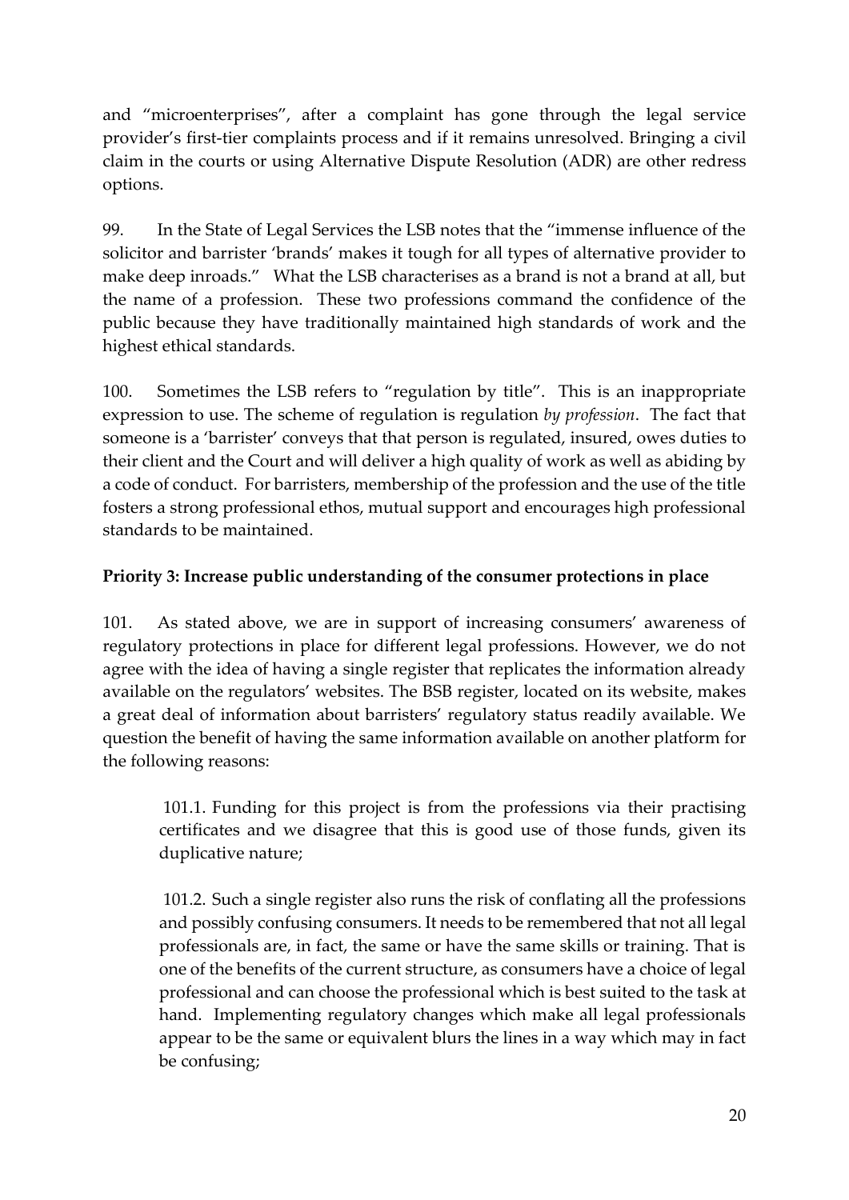and "microenterprises", after a complaint has gone through the legal service provider's first-tier complaints process and if it remains unresolved. Bringing a civil claim in the courts or using Alternative Dispute Resolution (ADR) are other redress options.

99. In the State of Legal Services the LSB notes that the "immense influence of the solicitor and barrister 'brands' makes it tough for all types of alternative provider to make deep inroads." What the LSB characterises as a brand is not a brand at all, but the name of a profession. These two professions command the confidence of the public because they have traditionally maintained high standards of work and the highest ethical standards.

100. Sometimes the LSB refers to "regulation by title". This is an inappropriate expression to use. The scheme of regulation is regulation *by profession*. The fact that someone is a 'barrister' conveys that that person is regulated, insured, owes duties to their client and the Court and will deliver a high quality of work as well as abiding by a code of conduct. For barristers, membership of the profession and the use of the title fosters a strong professional ethos, mutual support and encourages high professional standards to be maintained.

**Priority 3: Increase public understanding of the consumer protections in place**

101. As stated above, we are in support of increasing consumers' awareness of regulatory protections in place for different legal professions. However, we do not agree with the idea of having a single register that replicates the information already available on the regulators' websites. The BSB register, located on its website, makes a great deal of information about barristers' regulatory status readily available. We question the benefit of having the same information available on another platform for the following reasons:

> 101.1. Funding for this project is from the professions via their practising certificates and we disagree that this is good use of those funds, given its duplicative nature;
>
> 101.2. Such a single register also runs the risk of conflating all the professions and possibly confusing consumers. It needs to be remembered that not all legal professionals are, in fact, the same or have the same skills or training. That is one of the benefits of the current structure, as consumers have a choice of legal professional and can choose the professional which is best suited to the task at hand. Implementing regulatory changes which make all legal professionals appear to be the same or equivalent blurs the lines in a way which may in fact be confusing;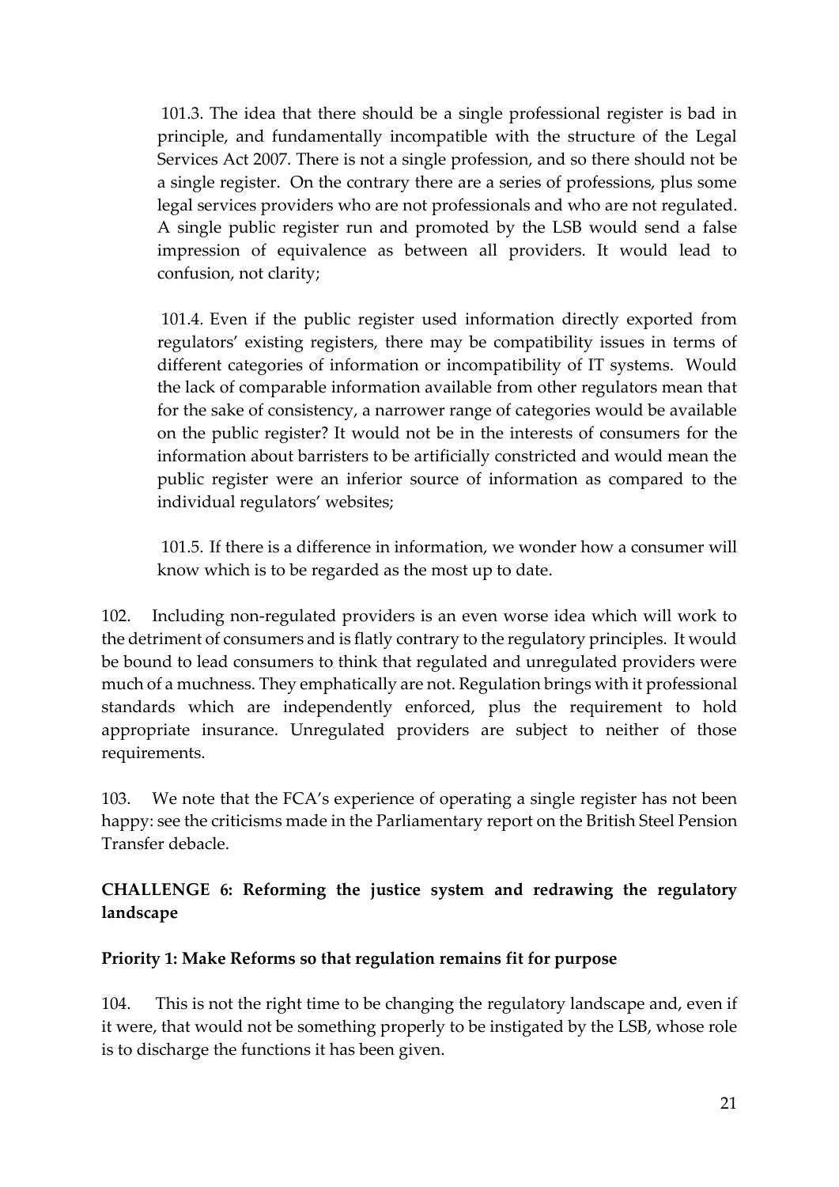101.3. The idea that there should be a single professional register is bad in principle, and fundamentally incompatible with the structure of the Legal Services Act 2007. There is not a single profession, and so there should not be a single register. On the contrary there are a series of professions, plus some legal services providers who are not professionals and who are not regulated. A single public register run and promoted by the LSB would send a false impression of equivalence as between all providers. It would lead to confusion, not clarity;

101.4. Even if the public register used information directly exported from regulators' existing registers, there may be compatibility issues in terms of different categories of information or incompatibility of IT systems. Would the lack of comparable information available from other regulators mean that for the sake of consistency, a narrower range of categories would be available on the public register? It would not be in the interests of consumers for the information about barristers to be artificially constricted and would mean the public register were an inferior source of information as compared to the individual regulators' websites;

101.5. If there is a difference in information, we wonder how a consumer will know which is to be regarded as the most up to date.

102. Including non-regulated providers is an even worse idea which will work to the detriment of consumers and is flatly contrary to the regulatory principles. It would be bound to lead consumers to think that regulated and unregulated providers were much of a muchness. They emphatically are not. Regulation brings with it professional standards which are independently enforced, plus the requirement to hold appropriate insurance. Unregulated providers are subject to neither of those requirements.

103. We note that the FCA's experience of operating a single register has not been happy: see the criticisms made in the Parliamentary report on the British Steel Pension Transfer debacle.

## CHALLENGE 6: Reforming the justice system and redrawing the regulatory landscape

### Priority 1: Make Reforms so that regulation remains fit for purpose

104. This is not the right time to be changing the regulatory landscape and, even if it were, that would not be something properly to be instigated by the LSB, whose role is to discharge the functions it has been given.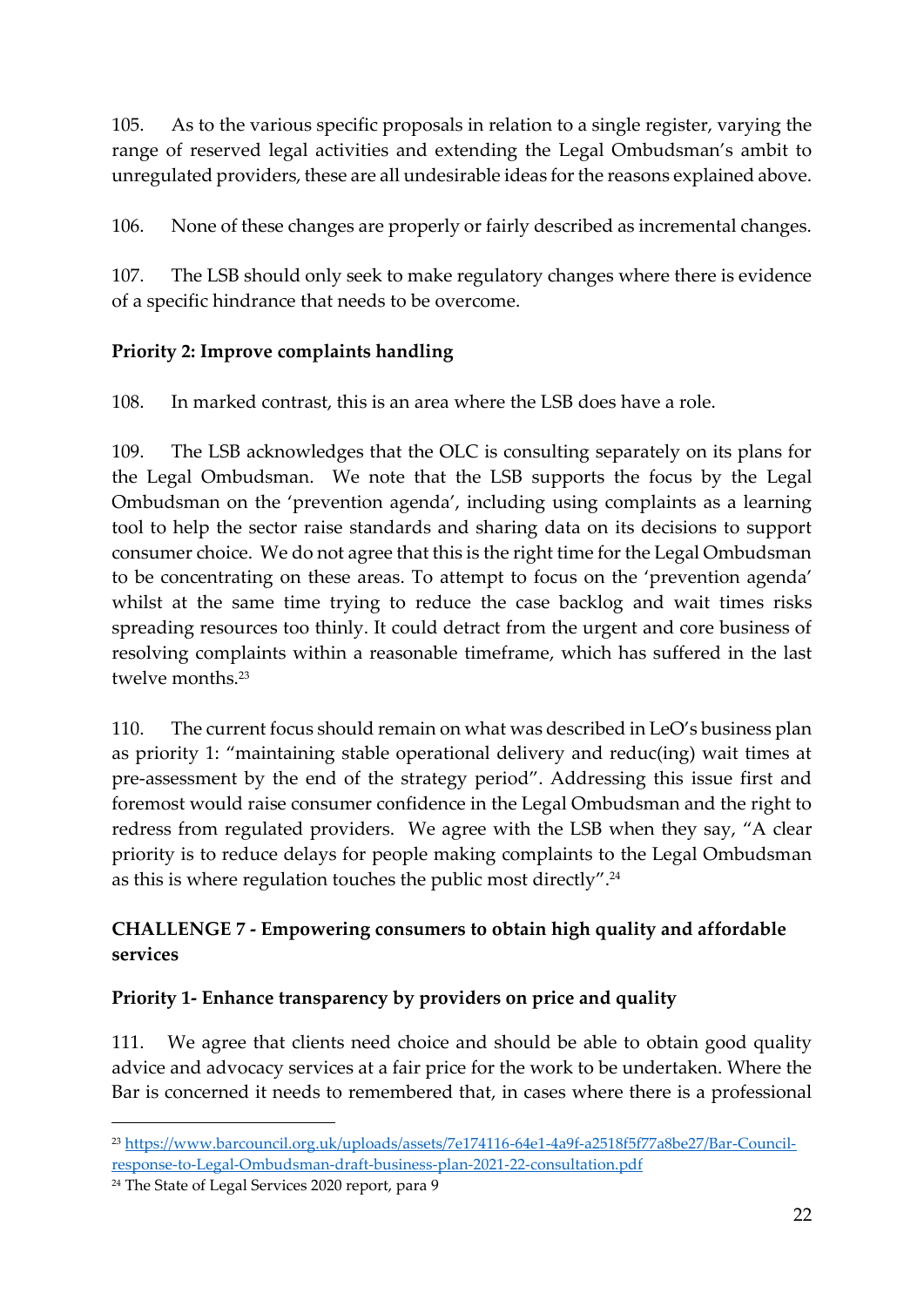105. As to the various specific proposals in relation to a single register, varying the range of reserved legal activities and extending the Legal Ombudsman's ambit to unregulated providers, these are all undesirable ideas for the reasons explained above.

106. None of these changes are properly or fairly described as incremental changes.

107. The LSB should only seek to make regulatory changes where there is evidence of a specific hindrance that needs to be overcome.

**Priority 2: Improve complaints handling**

108. In marked contrast, this is an area where the LSB does have a role.

109. The LSB acknowledges that the OLC is consulting separately on its plans for the Legal Ombudsman. We note that the LSB supports the focus by the Legal Ombudsman on the 'prevention agenda', including using complaints as a learning tool to help the sector raise standards and sharing data on its decisions to support consumer choice. We do not agree that this is the right time for the Legal Ombudsman to be concentrating on these areas. To attempt to focus on the 'prevention agenda' whilst at the same time trying to reduce the case backlog and wait times risks spreading resources too thinly. It could detract from the urgent and core business of resolving complaints within a reasonable timeframe, which has suffered in the last twelve months.[23]

110. The current focus should remain on what was described in LeO's business plan as priority 1: "maintaining stable operational delivery and reduc(ing) wait times at pre-assessment by the end of the strategy period". Addressing this issue first and foremost would raise consumer confidence in the Legal Ombudsman and the right to redress from regulated providers. We agree with the LSB when they say, "A clear priority is to reduce delays for people making complaints to the Legal Ombudsman as this is where regulation touches the public most directly".[24]

## CHALLENGE 7 - Empowering consumers to obtain high quality and affordable services

**Priority 1- Enhance transparency by providers on price and quality**

111. We agree that clients need choice and should be able to obtain good quality advice and advocacy services at a fair price for the work to be undertaken. Where the Bar is concerned it needs to remembered that, in cases where there is a professional

---

[23] https://www.barcouncil.org.uk/uploads/assets/7e174116-64e1-4a9f-a2518f5f77a8be27/Bar-Council-response-to-Legal-Ombudsman-draft-business-plan-2021-22-consultation.pdf

[24] The State of Legal Services 2020 report, para 9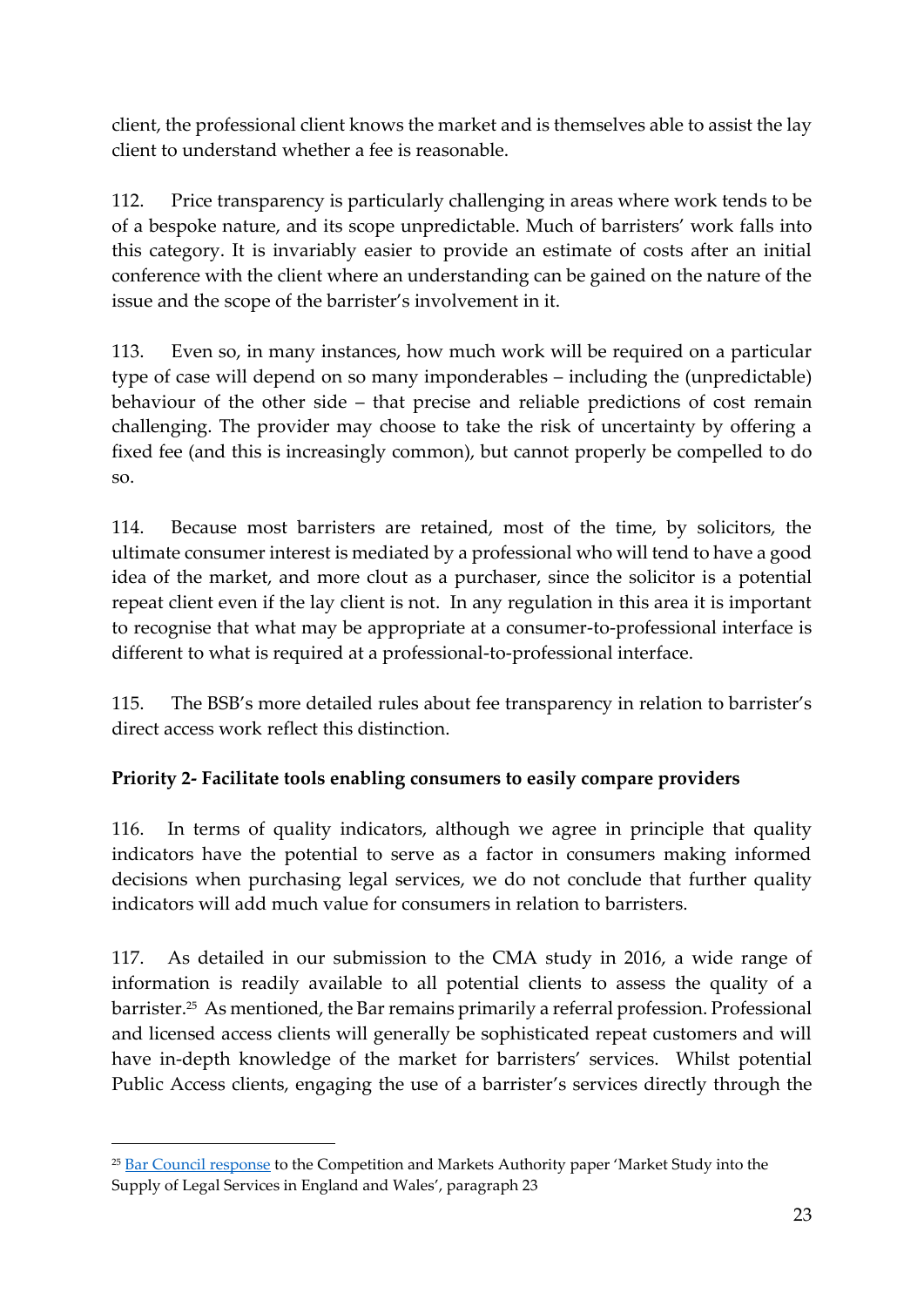client, the professional client knows the market and is themselves able to assist the lay client to understand whether a fee is reasonable.

112. Price transparency is particularly challenging in areas where work tends to be of a bespoke nature, and its scope unpredictable. Much of barristers' work falls into this category. It is invariably easier to provide an estimate of costs after an initial conference with the client where an understanding can be gained on the nature of the issue and the scope of the barrister's involvement in it.

113. Even so, in many instances, how much work will be required on a particular type of case will depend on so many imponderables – including the (unpredictable) behaviour of the other side – that precise and reliable predictions of cost remain challenging. The provider may choose to take the risk of uncertainty by offering a fixed fee (and this is increasingly common), but cannot properly be compelled to do so.

114. Because most barristers are retained, most of the time, by solicitors, the ultimate consumer interest is mediated by a professional who will tend to have a good idea of the market, and more clout as a purchaser, since the solicitor is a potential repeat client even if the lay client is not. In any regulation in this area it is important to recognise that what may be appropriate at a consumer-to-professional interface is different to what is required at a professional-to-professional interface.

115. The BSB's more detailed rules about fee transparency in relation to barrister's direct access work reflect this distinction.

**Priority 2- Facilitate tools enabling consumers to easily compare providers**

116. In terms of quality indicators, although we agree in principle that quality indicators have the potential to serve as a factor in consumers making informed decisions when purchasing legal services, we do not conclude that further quality indicators will add much value for consumers in relation to barristers.

117. As detailed in our submission to the CMA study in 2016, a wide range of information is readily available to all potential clients to assess the quality of a barrister.[25] As mentioned, the Bar remains primarily a referral profession. Professional and licensed access clients will generally be sophisticated repeat customers and will have in-depth knowledge of the market for barristers' services. Whilst potential Public Access clients, engaging the use of a barrister's services directly through the

[25] Bar Council response to the Competition and Markets Authority paper 'Market Study into the Supply of Legal Services in England and Wales', paragraph 23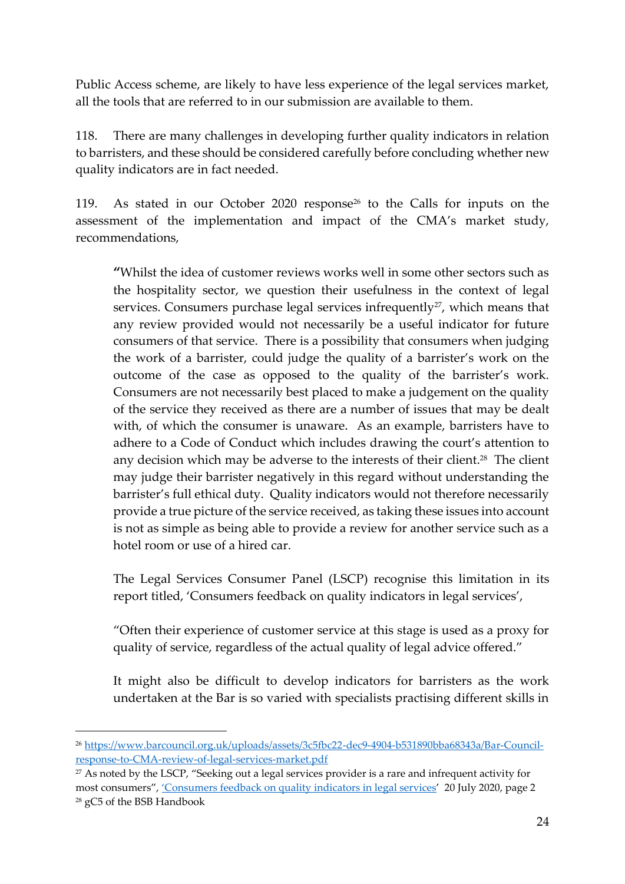Public Access scheme, are likely to have less experience of the legal services market, all the tools that are referred to in our submission are available to them.

118. There are many challenges in developing further quality indicators in relation to barristers, and these should be considered carefully before concluding whether new quality indicators are in fact needed.

119. As stated in our October 2020 response[26] to the Calls for inputs on the assessment of the implementation and impact of the CMA's market study, recommendations,

> **"**Whilst the idea of customer reviews works well in some other sectors such as the hospitality sector, we question their usefulness in the context of legal services. Consumers purchase legal services infrequently[27], which means that any review provided would not necessarily be a useful indicator for future consumers of that service. There is a possibility that consumers when judging the work of a barrister, could judge the quality of a barrister's work on the outcome of the case as opposed to the quality of the barrister's work. Consumers are not necessarily best placed to make a judgement on the quality of the service they received as there are a number of issues that may be dealt with, of which the consumer is unaware. As an example, barristers have to adhere to a Code of Conduct which includes drawing the court's attention to any decision which may be adverse to the interests of their client.[28] The client may judge their barrister negatively in this regard without understanding the barrister's full ethical duty. Quality indicators would not therefore necessarily provide a true picture of the service received, as taking these issues into account is not as simple as being able to provide a review for another service such as a hotel room or use of a hired car.
>
> The Legal Services Consumer Panel (LSCP) recognise this limitation in its report titled, 'Consumers feedback on quality indicators in legal services',
>
> "Often their experience of customer service at this stage is used as a proxy for quality of service, regardless of the actual quality of legal advice offered."
>
> It might also be difficult to develop indicators for barristers as the work undertaken at the Bar is so varied with specialists practising different skills in

---

[26] https://www.barcouncil.org.uk/uploads/assets/3c5fbc22-dec9-4904-b531890bba68343a/Bar-Council-response-to-CMA-review-of-legal-services-market.pdf

[27] As noted by the LSCP, "Seeking out a legal services provider is a rare and infrequent activity for most consumers", 'Consumers feedback on quality indicators in legal services' 20 July 2020, page 2

[28] gC5 of the BSB Handbook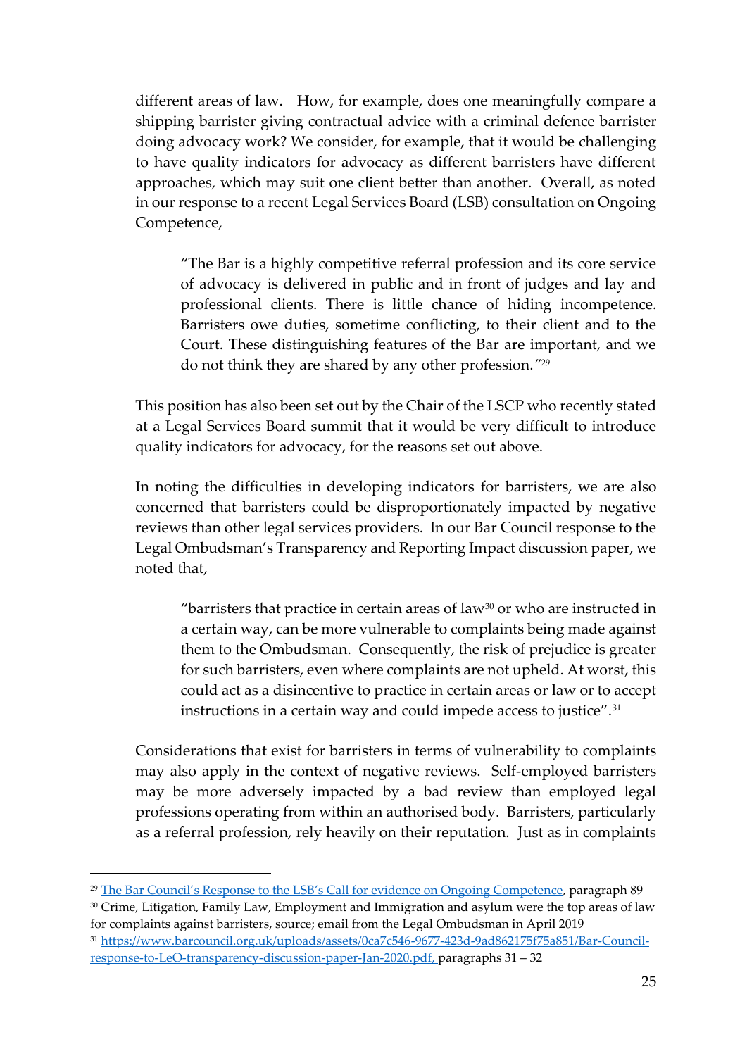different areas of law. How, for example, does one meaningfully compare a shipping barrister giving contractual advice with a criminal defence barrister doing advocacy work? We consider, for example, that it would be challenging to have quality indicators for advocacy as different barristers have different approaches, which may suit one client better than another. Overall, as noted in our response to a recent Legal Services Board (LSB) consultation on Ongoing Competence,

> "The Bar is a highly competitive referral profession and its core service of advocacy is delivered in public and in front of judges and lay and professional clients. There is little chance of hiding incompetence. Barristers owe duties, sometime conflicting, to their client and to the Court. These distinguishing features of the Bar are important, and we do not think they are shared by any other profession."[29]

This position has also been set out by the Chair of the LSCP who recently stated at a Legal Services Board summit that it would be very difficult to introduce quality indicators for advocacy, for the reasons set out above.

In noting the difficulties in developing indicators for barristers, we are also concerned that barristers could be disproportionately impacted by negative reviews than other legal services providers. In our Bar Council response to the Legal Ombudsman's Transparency and Reporting Impact discussion paper, we noted that,

> "barristers that practice in certain areas of law[30] or who are instructed in a certain way, can be more vulnerable to complaints being made against them to the Ombudsman. Consequently, the risk of prejudice is greater for such barristers, even where complaints are not upheld. At worst, this could act as a disincentive to practice in certain areas or law or to accept instructions in a certain way and could impede access to justice".[31]

Considerations that exist for barristers in terms of vulnerability to complaints may also apply in the context of negative reviews. Self-employed barristers may be more adversely impacted by a bad review than employed legal professions operating from within an authorised body. Barristers, particularly as a referral profession, rely heavily on their reputation. Just as in complaints

---

[29] [The Bar Council's Response to the LSB's Call for evidence on Ongoing Competence](), paragraph 89

[30] Crime, Litigation, Family Law, Employment and Immigration and asylum were the top areas of law for complaints against barristers, source; email from the Legal Ombudsman in April 2019

[31] https://www.barcouncil.org.uk/uploads/assets/0ca7c546-9677-423d-9ad862175f75a851/Bar-Council-response-to-LeO-transparency-discussion-paper-Jan-2020.pdf, paragraphs 31 – 32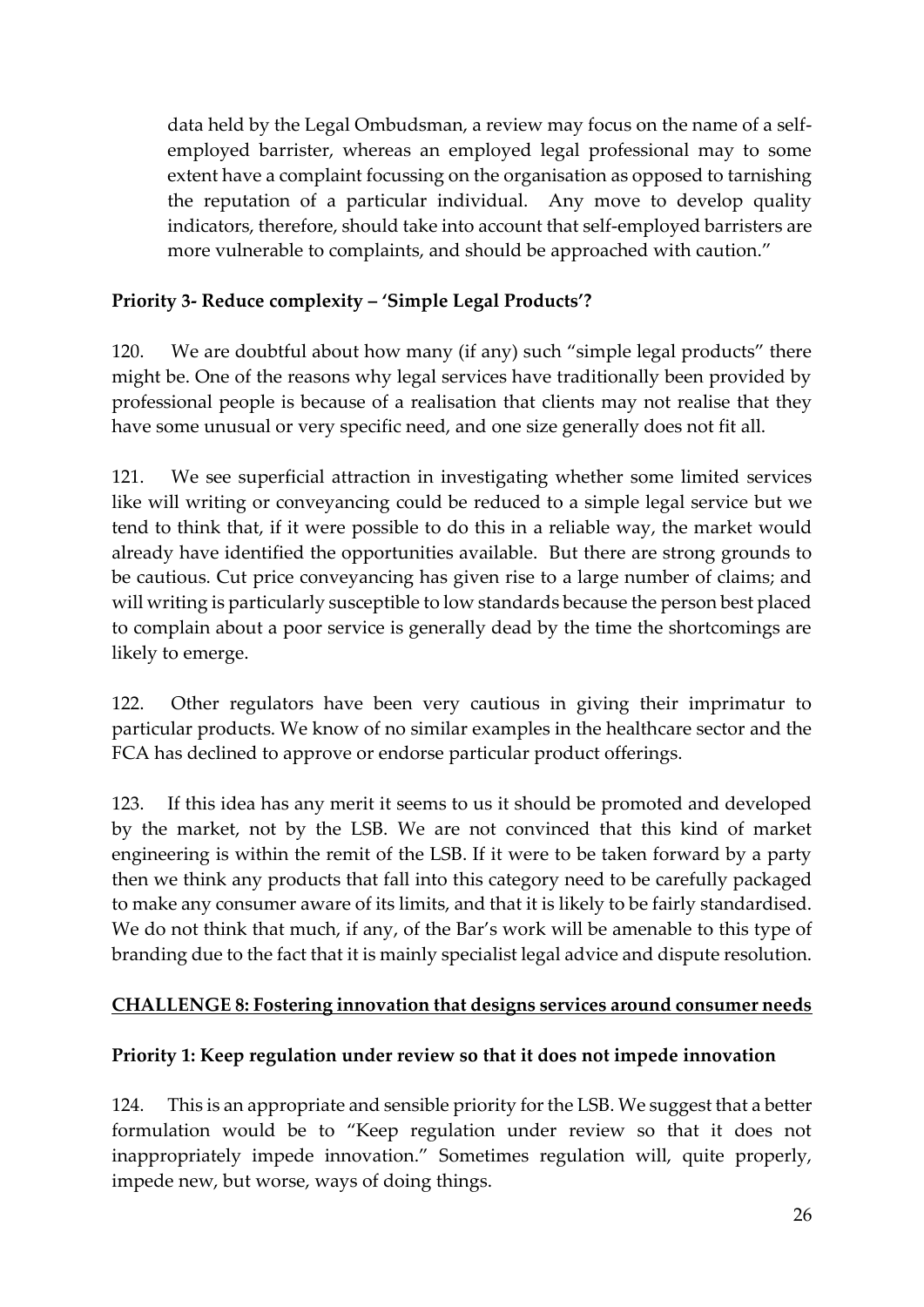data held by the Legal Ombudsman, a review may focus on the name of a self-employed barrister, whereas an employed legal professional may to some extent have a complaint focussing on the organisation as opposed to tarnishing the reputation of a particular individual. Any move to develop quality indicators, therefore, should take into account that self-employed barristers are more vulnerable to complaints, and should be approached with caution."

**Priority 3- Reduce complexity – 'Simple Legal Products'?**

120. We are doubtful about how many (if any) such "simple legal products" there might be. One of the reasons why legal services have traditionally been provided by professional people is because of a realisation that clients may not realise that they have some unusual or very specific need, and one size generally does not fit all.

121. We see superficial attraction in investigating whether some limited services like will writing or conveyancing could be reduced to a simple legal service but we tend to think that, if it were possible to do this in a reliable way, the market would already have identified the opportunities available. But there are strong grounds to be cautious. Cut price conveyancing has given rise to a large number of claims; and will writing is particularly susceptible to low standards because the person best placed to complain about a poor service is generally dead by the time the shortcomings are likely to emerge.

122. Other regulators have been very cautious in giving their imprimatur to particular products. We know of no similar examples in the healthcare sector and the FCA has declined to approve or endorse particular product offerings.

123. If this idea has any merit it seems to us it should be promoted and developed by the market, not by the LSB. We are not convinced that this kind of market engineering is within the remit of the LSB. If it were to be taken forward by a party then we think any products that fall into this category need to be carefully packaged to make any consumer aware of its limits, and that it is likely to be fairly standardised. We do not think that much, if any, of the Bar's work will be amenable to this type of branding due to the fact that it is mainly specialist legal advice and dispute resolution.

## CHALLENGE 8: Fostering innovation that designs services around consumer needs

**Priority 1: Keep regulation under review so that it does not impede innovation**

124. This is an appropriate and sensible priority for the LSB. We suggest that a better formulation would be to "Keep regulation under review so that it does not inappropriately impede innovation." Sometimes regulation will, quite properly, impede new, but worse, ways of doing things.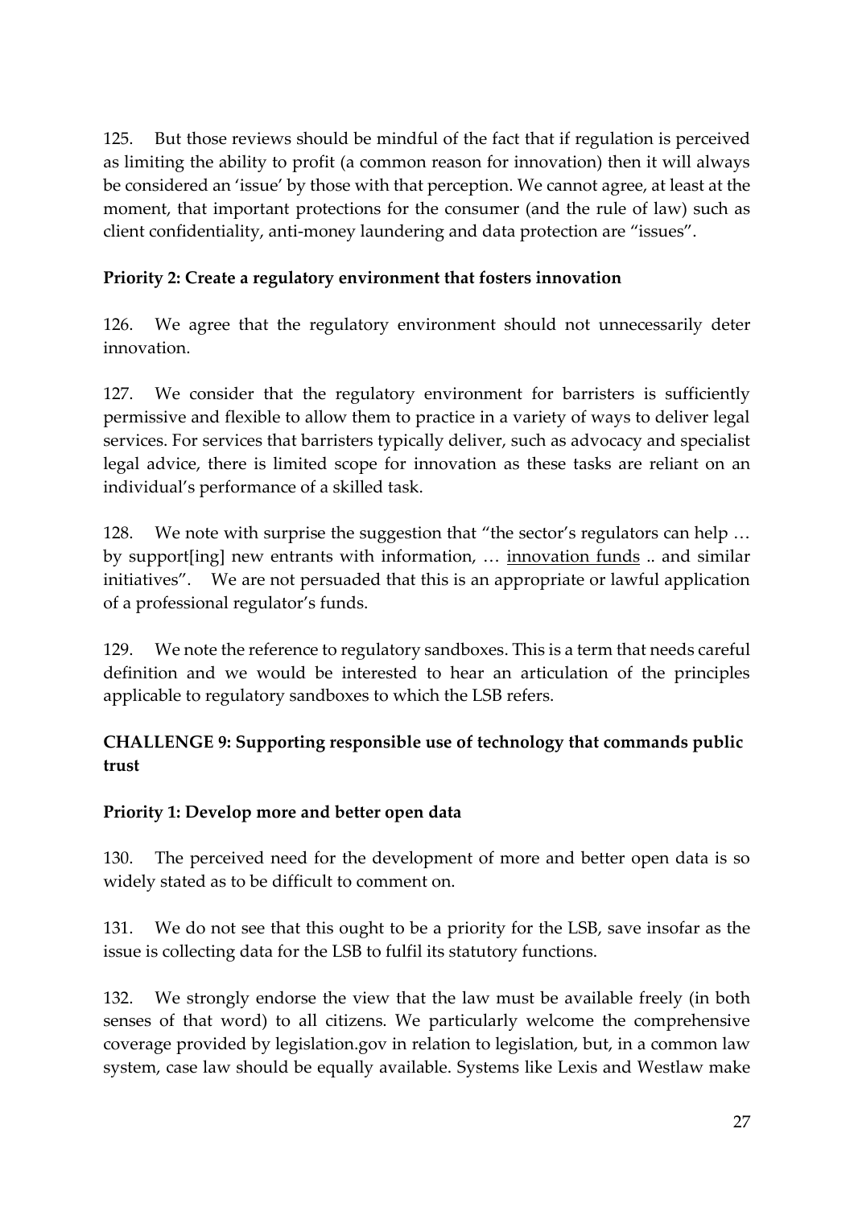125. But those reviews should be mindful of the fact that if regulation is perceived as limiting the ability to profit (a common reason for innovation) then it will always be considered an 'issue' by those with that perception. We cannot agree, at least at the moment, that important protections for the consumer (and the rule of law) such as client confidentiality, anti-money laundering and data protection are "issues".

**Priority 2: Create a regulatory environment that fosters innovation**

126. We agree that the regulatory environment should not unnecessarily deter innovation.

127. We consider that the regulatory environment for barristers is sufficiently permissive and flexible to allow them to practice in a variety of ways to deliver legal services. For services that barristers typically deliver, such as advocacy and specialist legal advice, there is limited scope for innovation as these tasks are reliant on an individual's performance of a skilled task.

128. We note with surprise the suggestion that "the sector's regulators can help … by support[ing] new entrants with information, … <u>innovation funds</u> .. and similar initiatives". We are not persuaded that this is an appropriate or lawful application of a professional regulator's funds.

129. We note the reference to regulatory sandboxes. This is a term that needs careful definition and we would be interested to hear an articulation of the principles applicable to regulatory sandboxes to which the LSB refers.

**CHALLENGE 9: Supporting responsible use of technology that commands public trust**

**Priority 1: Develop more and better open data**

130. The perceived need for the development of more and better open data is so widely stated as to be difficult to comment on.

131. We do not see that this ought to be a priority for the LSB, save insofar as the issue is collecting data for the LSB to fulfil its statutory functions.

132. We strongly endorse the view that the law must be available freely (in both senses of that word) to all citizens. We particularly welcome the comprehensive coverage provided by legislation.gov in relation to legislation, but, in a common law system, case law should be equally available. Systems like Lexis and Westlaw make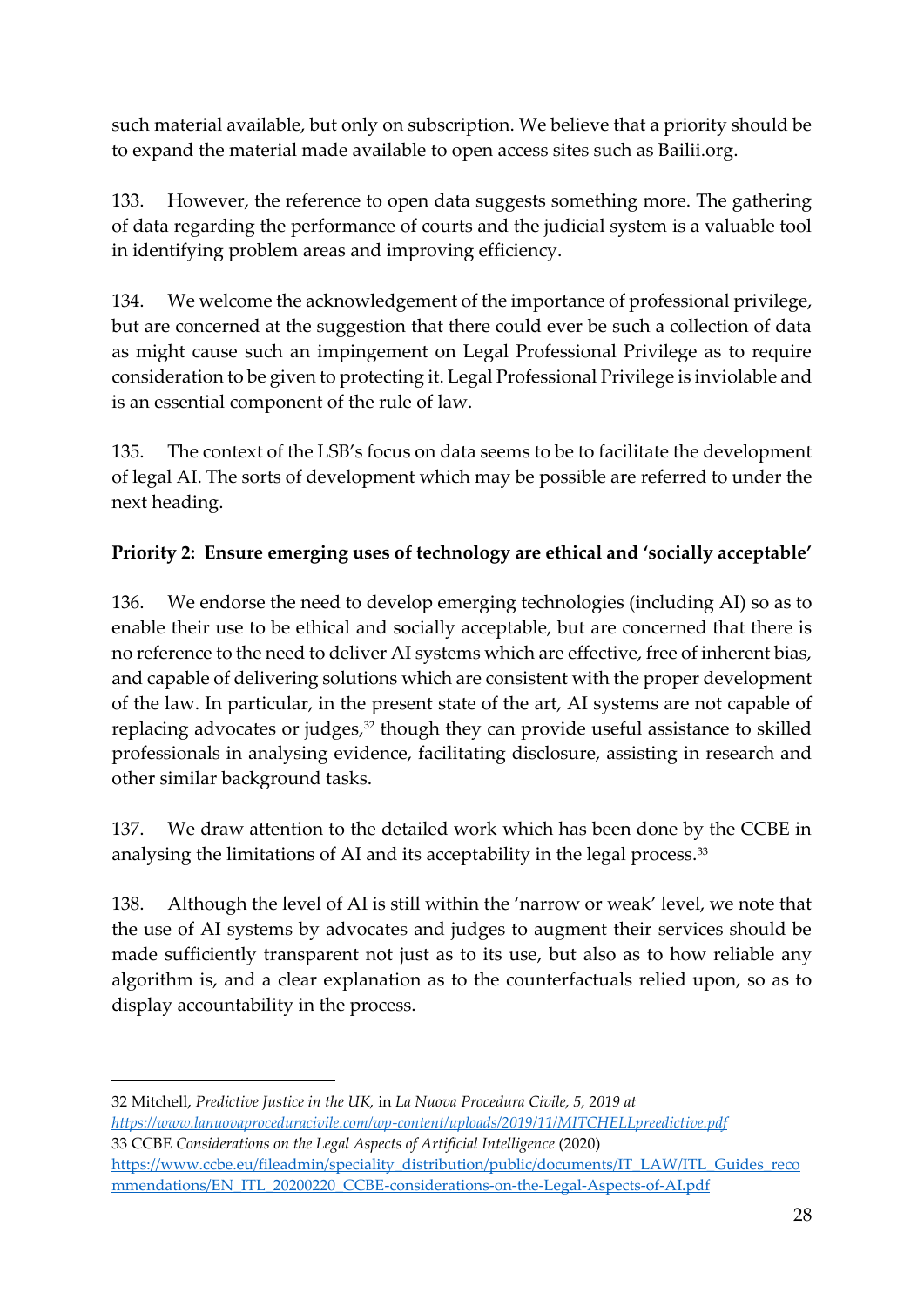such material available, but only on subscription. We believe that a priority should be to expand the material made available to open access sites such as Bailii.org.

133. However, the reference to open data suggests something more. The gathering of data regarding the performance of courts and the judicial system is a valuable tool in identifying problem areas and improving efficiency.

134. We welcome the acknowledgement of the importance of professional privilege, but are concerned at the suggestion that there could ever be such a collection of data as might cause such an impingement on Legal Professional Privilege as to require consideration to be given to protecting it. Legal Professional Privilege is inviolable and is an essential component of the rule of law.

135. The context of the LSB's focus on data seems to be to facilitate the development of legal AI. The sorts of development which may be possible are referred to under the next heading.

**Priority 2: Ensure emerging uses of technology are ethical and 'socially acceptable'**

136. We endorse the need to develop emerging technologies (including AI) so as to enable their use to be ethical and socially acceptable, but are concerned that there is no reference to the need to deliver AI systems which are effective, free of inherent bias, and capable of delivering solutions which are consistent with the proper development of the law. In particular, in the present state of the art, AI systems are not capable of replacing advocates or judges,[32] though they can provide useful assistance to skilled professionals in analysing evidence, facilitating disclosure, assisting in research and other similar background tasks.

137. We draw attention to the detailed work which has been done by the CCBE in analysing the limitations of AI and its acceptability in the legal process.[33]

138. Although the level of AI is still within the 'narrow or weak' level, we note that the use of AI systems by advocates and judges to augment their services should be made sufficiently transparent not just as to its use, but also as to how reliable any algorithm is, and a clear explanation as to the counterfactuals relied upon, so as to display accountability in the process.

---

32 Mitchell, *Predictive Justice in the UK,* in *La Nuova Procedura Civile, 5, 2019 at [https://www.lanuovaproceduracivile.com/wp-content/uploads/2019/11/MITCHELLpredictive.pdf](https://www.lanuovaproceduracivile.com/wp-content/uploads/2019/11/MITCHELLpredictive.pdf)*

33 CCBE *Considerations on the Legal Aspects of Artificial Intelligence* (2020) [https://www.ccbe.eu/fileadmin/speciality_distribution/public/documents/IT_LAW/ITL_Guides_recommendations/EN_ITL_20200220_CCBE-considerations-on-the-Legal-Aspects-of-AI.pdf](https://www.ccbe.eu/fileadmin/speciality_distribution/public/documents/IT_LAW/ITL_Guides_recommendations/EN_ITL_20200220_CCBE-considerations-on-the-Legal-Aspects-of-AI.pdf)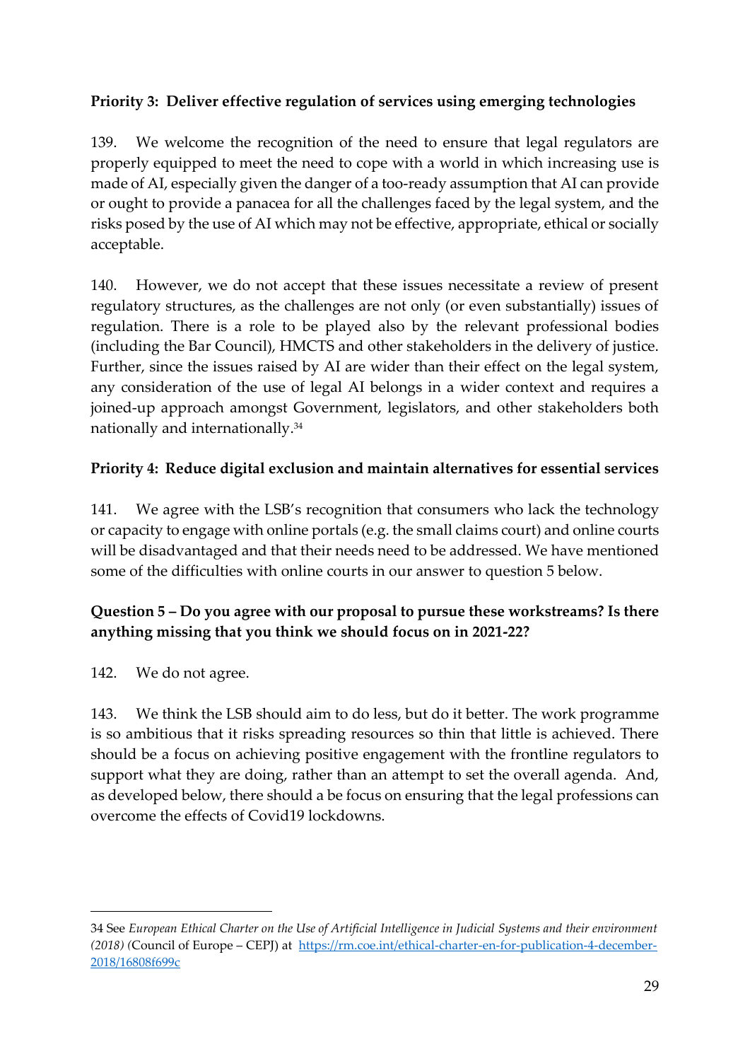**Priority 3: Deliver effective regulation of services using emerging technologies**

139. We welcome the recognition of the need to ensure that legal regulators are properly equipped to meet the need to cope with a world in which increasing use is made of AI, especially given the danger of a too-ready assumption that AI can provide or ought to provide a panacea for all the challenges faced by the legal system, and the risks posed by the use of AI which may not be effective, appropriate, ethical or socially acceptable.

140. However, we do not accept that these issues necessitate a review of present regulatory structures, as the challenges are not only (or even substantially) issues of regulation. There is a role to be played also by the relevant professional bodies (including the Bar Council), HMCTS and other stakeholders in the delivery of justice. Further, since the issues raised by AI are wider than their effect on the legal system, any consideration of the use of legal AI belongs in a wider context and requires a joined-up approach amongst Government, legislators, and other stakeholders both nationally and internationally.[34]

**Priority 4: Reduce digital exclusion and maintain alternatives for essential services**

141. We agree with the LSB's recognition that consumers who lack the technology or capacity to engage with online portals (e.g. the small claims court) and online courts will be disadvantaged and that their needs need to be addressed. We have mentioned some of the difficulties with online courts in our answer to question 5 below.

**Question 5 – Do you agree with our proposal to pursue these workstreams? Is there anything missing that you think we should focus on in 2021-22?**

142. We do not agree.

143. We think the LSB should aim to do less, but do it better. The work programme is so ambitious that it risks spreading resources so thin that little is achieved. There should be a focus on achieving positive engagement with the frontline regulators to support what they are doing, rather than an attempt to set the overall agenda. And, as developed below, there should a be focus on ensuring that the legal professions can overcome the effects of Covid19 lockdowns.

---

34 See *European Ethical Charter on the Use of Artificial Intelligence in Judicial Systems and their environment (2018) (*Council of Europe – CEPJ) at https://rm.coe.int/ethical-charter-en-for-publication-4-december-2018/16808f699c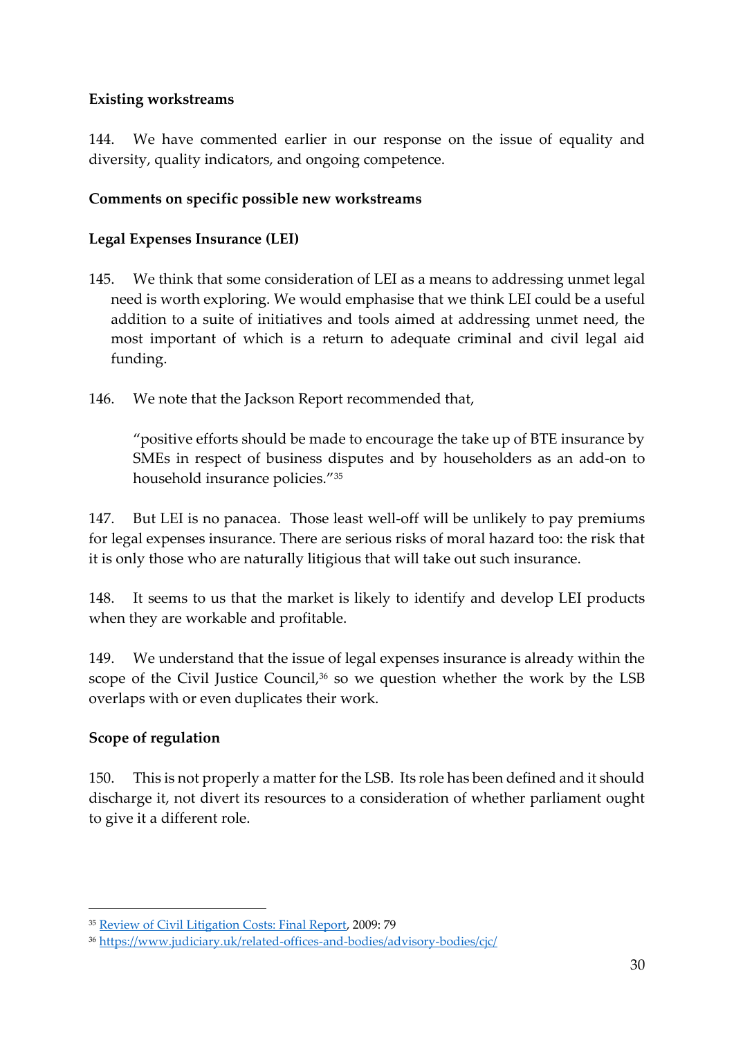**Existing workstreams**

144. We have commented earlier in our response on the issue of equality and diversity, quality indicators, and ongoing competence.

**Comments on specific possible new workstreams**

**Legal Expenses Insurance (LEI)**

145. We think that some consideration of LEI as a means to addressing unmet legal need is worth exploring. We would emphasise that we think LEI could be a useful addition to a suite of initiatives and tools aimed at addressing unmet need, the most important of which is a return to adequate criminal and civil legal aid funding.

146. We note that the Jackson Report recommended that,

> "positive efforts should be made to encourage the take up of BTE insurance by SMEs in respect of business disputes and by householders as an add-on to household insurance policies."[35]

147. But LEI is no panacea. Those least well-off will be unlikely to pay premiums for legal expenses insurance. There are serious risks of moral hazard too: the risk that it is only those who are naturally litigious that will take out such insurance.

148. It seems to us that the market is likely to identify and develop LEI products when they are workable and profitable.

149. We understand that the issue of legal expenses insurance is already within the scope of the Civil Justice Council,[36] so we question whether the work by the LSB overlaps with or even duplicates their work.

**Scope of regulation**

150. This is not properly a matter for the LSB. Its role has been defined and it should discharge it, not divert its resources to a consideration of whether parliament ought to give it a different role.

---

[35] Review of Civil Litigation Costs: Final Report, 2009: 79

[36] https://www.judiciary.uk/related-offices-and-bodies/advisory-bodies/cjc/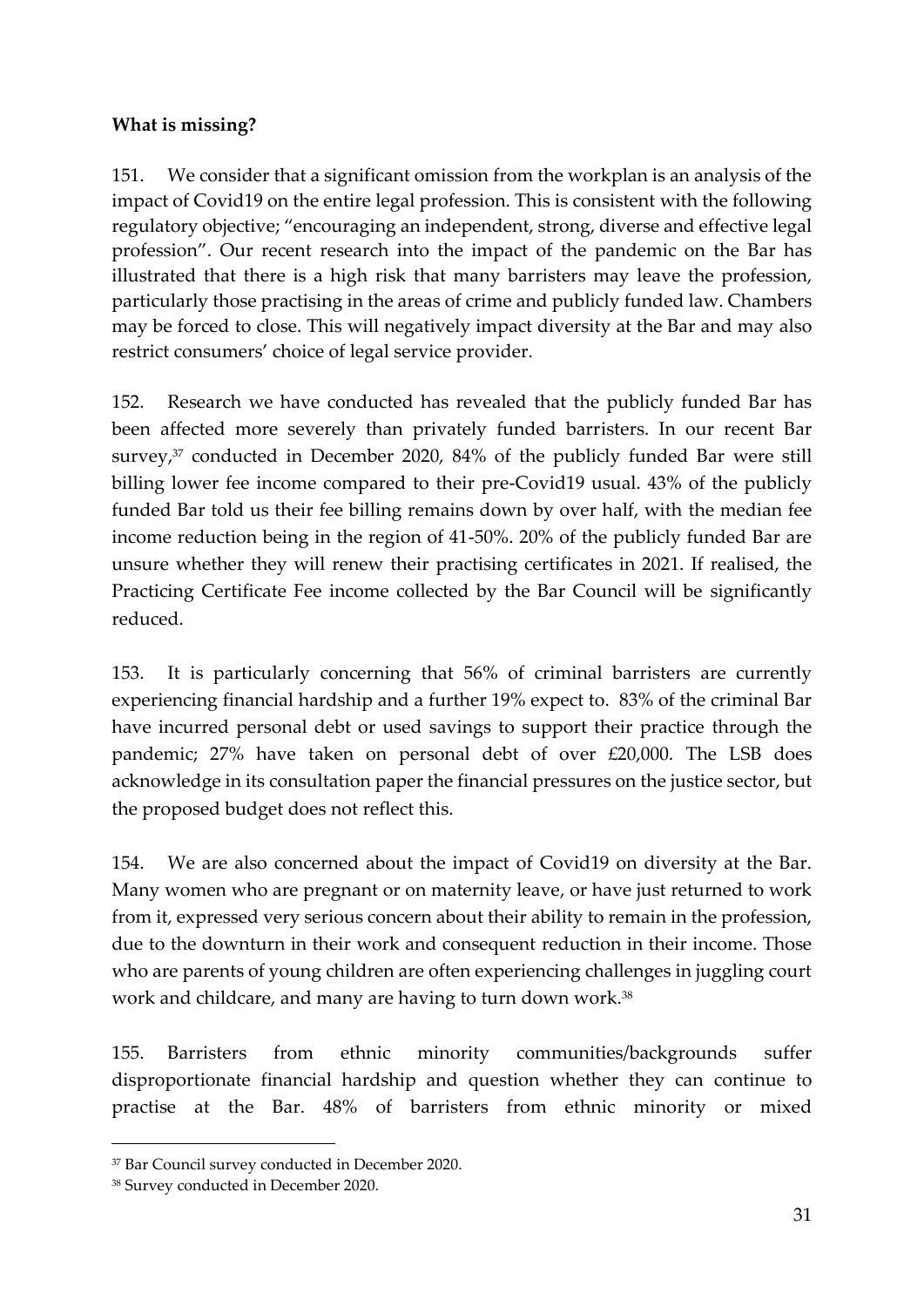**What is missing?**

151. We consider that a significant omission from the workplan is an analysis of the impact of Covid19 on the entire legal profession. This is consistent with the following regulatory objective; "encouraging an independent, strong, diverse and effective legal profession". Our recent research into the impact of the pandemic on the Bar has illustrated that there is a high risk that many barristers may leave the profession, particularly those practising in the areas of crime and publicly funded law. Chambers may be forced to close. This will negatively impact diversity at the Bar and may also restrict consumers' choice of legal service provider.

152. Research we have conducted has revealed that the publicly funded Bar has been affected more severely than privately funded barristers. In our recent Bar survey,[37] conducted in December 2020, 84% of the publicly funded Bar were still billing lower fee income compared to their pre-Covid19 usual. 43% of the publicly funded Bar told us their fee billing remains down by over half, with the median fee income reduction being in the region of 41-50%. 20% of the publicly funded Bar are unsure whether they will renew their practising certificates in 2021. If realised, the Practicing Certificate Fee income collected by the Bar Council will be significantly reduced.

153. It is particularly concerning that 56% of criminal barristers are currently experiencing financial hardship and a further 19% expect to. 83% of the criminal Bar have incurred personal debt or used savings to support their practice through the pandemic; 27% have taken on personal debt of over £20,000. The LSB does acknowledge in its consultation paper the financial pressures on the justice sector, but the proposed budget does not reflect this.

154. We are also concerned about the impact of Covid19 on diversity at the Bar. Many women who are pregnant or on maternity leave, or have just returned to work from it, expressed very serious concern about their ability to remain in the profession, due to the downturn in their work and consequent reduction in their income. Those who are parents of young children are often experiencing challenges in juggling court work and childcare, and many are having to turn down work.[38]

155. Barristers from ethnic minority communities/backgrounds suffer disproportionate financial hardship and question whether they can continue to practise at the Bar. 48% of barristers from ethnic minority or mixed

---

[37] Bar Council survey conducted in December 2020.

[38] Survey conducted in December 2020.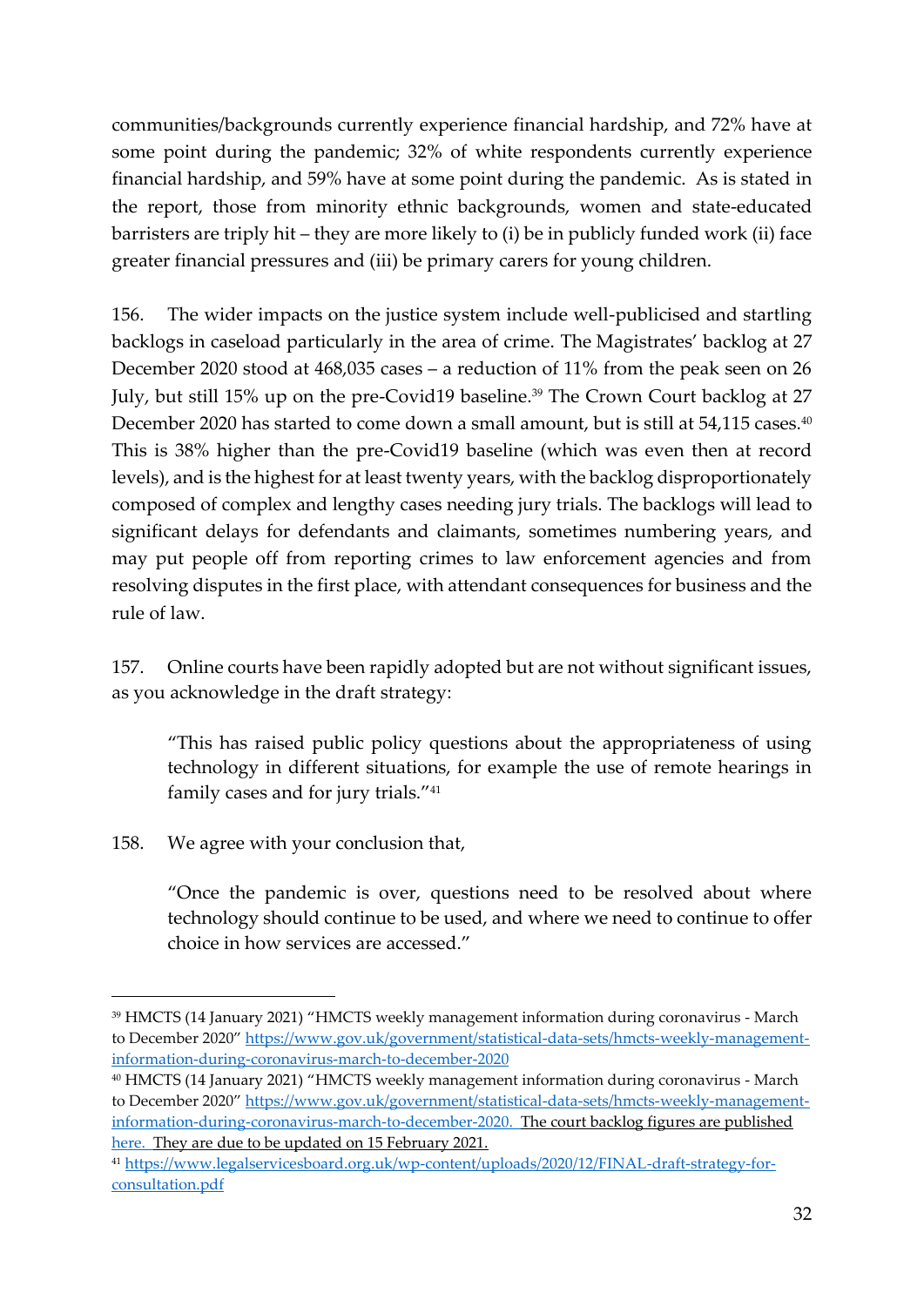communities/backgrounds currently experience financial hardship, and 72% have at some point during the pandemic; 32% of white respondents currently experience financial hardship, and 59% have at some point during the pandemic. As is stated in the report, those from minority ethnic backgrounds, women and state-educated barristers are triply hit – they are more likely to (i) be in publicly funded work (ii) face greater financial pressures and (iii) be primary carers for young children.

156. The wider impacts on the justice system include well-publicised and startling backlogs in caseload particularly in the area of crime. The Magistrates' backlog at 27 December 2020 stood at 468,035 cases – a reduction of 11% from the peak seen on 26 July, but still 15% up on the pre-Covid19 baseline.[39] The Crown Court backlog at 27 December 2020 has started to come down a small amount, but is still at 54,115 cases.[40] This is 38% higher than the pre-Covid19 baseline (which was even then at record levels), and is the highest for at least twenty years, with the backlog disproportionately composed of complex and lengthy cases needing jury trials. The backlogs will lead to significant delays for defendants and claimants, sometimes numbering years, and may put people off from reporting crimes to law enforcement agencies and from resolving disputes in the first place, with attendant consequences for business and the rule of law.

157. Online courts have been rapidly adopted but are not without significant issues, as you acknowledge in the draft strategy:

> "This has raised public policy questions about the appropriateness of using technology in different situations, for example the use of remote hearings in family cases and for jury trials."[41]

158. We agree with your conclusion that,

> "Once the pandemic is over, questions need to be resolved about where technology should continue to be used, and where we need to continue to offer choice in how services are accessed."

---

[39] HMCTS (14 January 2021) "HMCTS weekly management information during coronavirus - March to December 2020" https://www.gov.uk/government/statistical-data-sets/hmcts-weekly-management-information-during-coronavirus-march-to-december-2020

[40] HMCTS (14 January 2021) "HMCTS weekly management information during coronavirus - March to December 2020" https://www.gov.uk/government/statistical-data-sets/hmcts-weekly-management-information-during-coronavirus-march-to-december-2020. The court backlog figures are published here. They are due to be updated on 15 February 2021.

[41] https://www.legalservicesboard.org.uk/wp-content/uploads/2020/12/FINAL-draft-strategy-for-consultation.pdf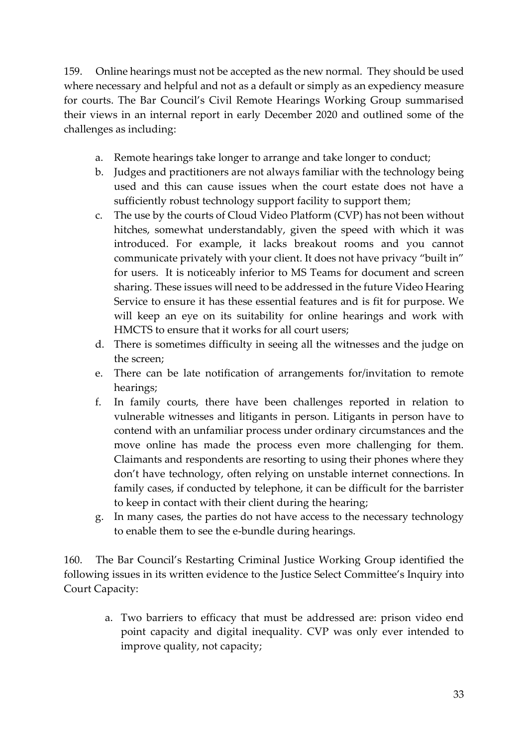159. Online hearings must not be accepted as the new normal. They should be used where necessary and helpful and not as a default or simply as an expediency measure for courts. The Bar Council's Civil Remote Hearings Working Group summarised their views in an internal report in early December 2020 and outlined some of the challenges as including:

a. Remote hearings take longer to arrange and take longer to conduct;
b. Judges and practitioners are not always familiar with the technology being used and this can cause issues when the court estate does not have a sufficiently robust technology support facility to support them;
c. The use by the courts of Cloud Video Platform (CVP) has not been without hitches, somewhat understandably, given the speed with which it was introduced. For example, it lacks breakout rooms and you cannot communicate privately with your client. It does not have privacy "built in" for users. It is noticeably inferior to MS Teams for document and screen sharing. These issues will need to be addressed in the future Video Hearing Service to ensure it has these essential features and is fit for purpose. We will keep an eye on its suitability for online hearings and work with HMCTS to ensure that it works for all court users;
d. There is sometimes difficulty in seeing all the witnesses and the judge on the screen;
e. There can be late notification of arrangements for/invitation to remote hearings;
f. In family courts, there have been challenges reported in relation to vulnerable witnesses and litigants in person. Litigants in person have to contend with an unfamiliar process under ordinary circumstances and the move online has made the process even more challenging for them. Claimants and respondents are resorting to using their phones where they don't have technology, often relying on unstable internet connections. In family cases, if conducted by telephone, it can be difficult for the barrister to keep in contact with their client during the hearing;
g. In many cases, the parties do not have access to the necessary technology to enable them to see the e-bundle during hearings.

160. The Bar Council's Restarting Criminal Justice Working Group identified the following issues in its written evidence to the Justice Select Committee's Inquiry into Court Capacity:

a. Two barriers to efficacy that must be addressed are: prison video end point capacity and digital inequality. CVP was only ever intended to improve quality, not capacity;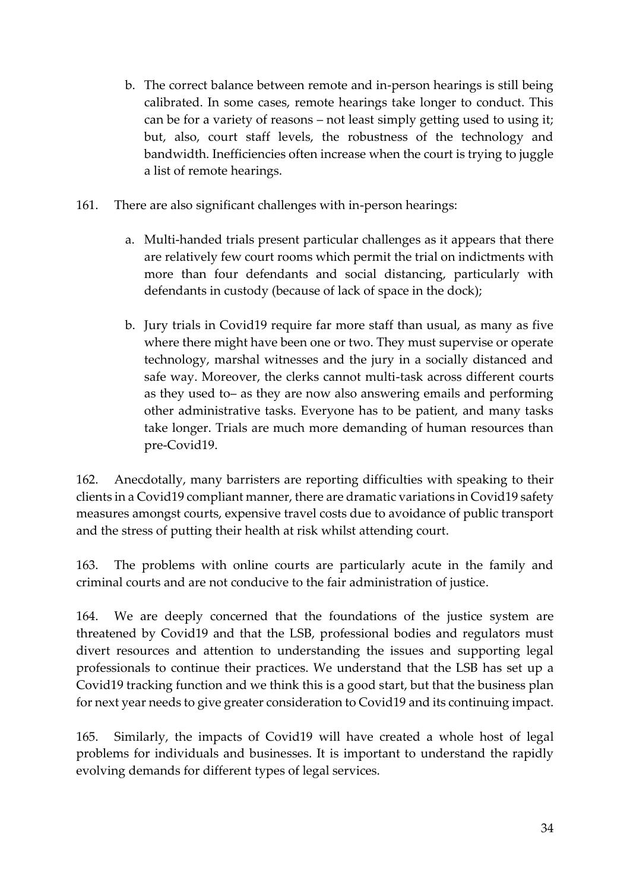b. The correct balance between remote and in-person hearings is still being calibrated. In some cases, remote hearings take longer to conduct. This can be for a variety of reasons – not least simply getting used to using it; but, also, court staff levels, the robustness of the technology and bandwidth. Inefficiencies often increase when the court is trying to juggle a list of remote hearings.

161. There are also significant challenges with in-person hearings:

a. Multi-handed trials present particular challenges as it appears that there are relatively few court rooms which permit the trial on indictments with more than four defendants and social distancing, particularly with defendants in custody (because of lack of space in the dock);

b. Jury trials in Covid19 require far more staff than usual, as many as five where there might have been one or two. They must supervise or operate technology, marshal witnesses and the jury in a socially distanced and safe way. Moreover, the clerks cannot multi-task across different courts as they used to– as they are now also answering emails and performing other administrative tasks. Everyone has to be patient, and many tasks take longer. Trials are much more demanding of human resources than pre-Covid19.

162. Anecdotally, many barristers are reporting difficulties with speaking to their clients in a Covid19 compliant manner, there are dramatic variations in Covid19 safety measures amongst courts, expensive travel costs due to avoidance of public transport and the stress of putting their health at risk whilst attending court.

163. The problems with online courts are particularly acute in the family and criminal courts and are not conducive to the fair administration of justice.

164. We are deeply concerned that the foundations of the justice system are threatened by Covid19 and that the LSB, professional bodies and regulators must divert resources and attention to understanding the issues and supporting legal professionals to continue their practices. We understand that the LSB has set up a Covid19 tracking function and we think this is a good start, but that the business plan for next year needs to give greater consideration to Covid19 and its continuing impact.

165. Similarly, the impacts of Covid19 will have created a whole host of legal problems for individuals and businesses. It is important to understand the rapidly evolving demands for different types of legal services.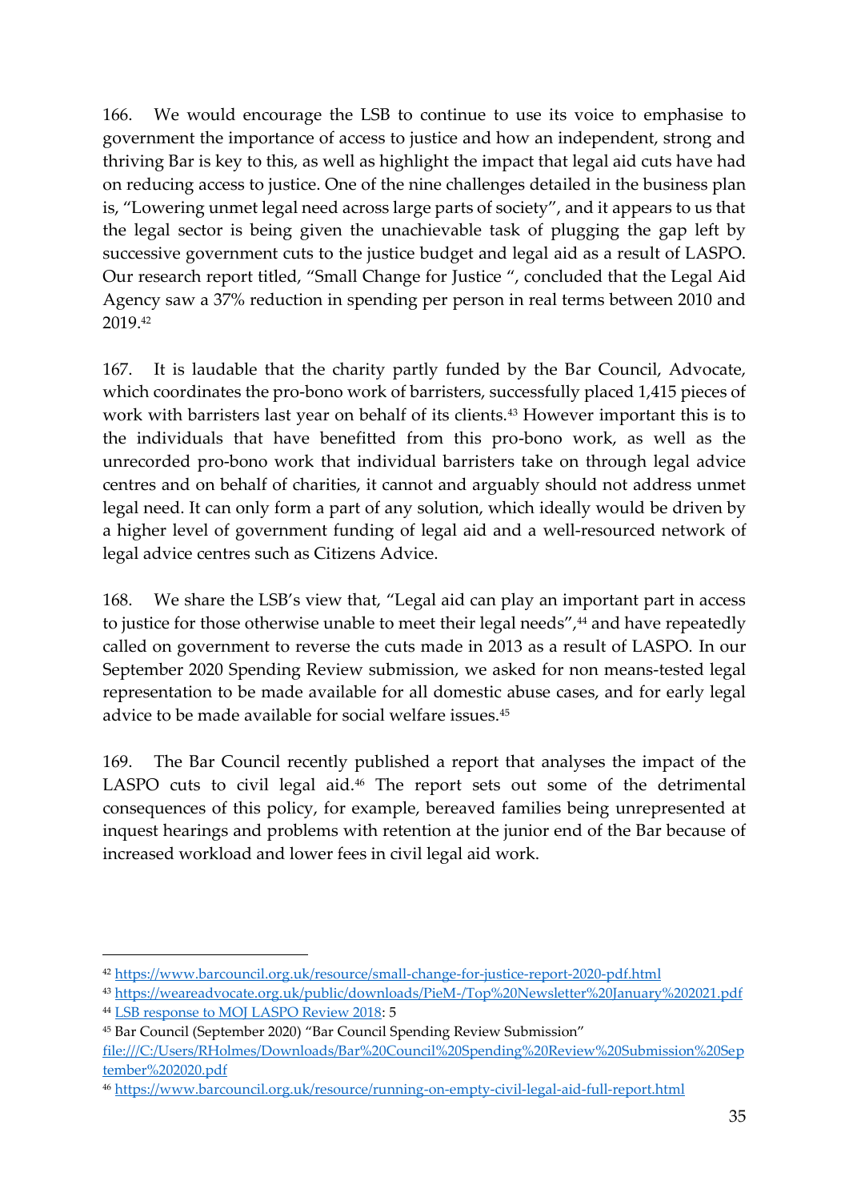166. We would encourage the LSB to continue to use its voice to emphasise to government the importance of access to justice and how an independent, strong and thriving Bar is key to this, as well as highlight the impact that legal aid cuts have had on reducing access to justice. One of the nine challenges detailed in the business plan is, "Lowering unmet legal need across large parts of society", and it appears to us that the legal sector is being given the unachievable task of plugging the gap left by successive government cuts to the justice budget and legal aid as a result of LASPO. Our research report titled, "Small Change for Justice ", concluded that the Legal Aid Agency saw a 37% reduction in spending per person in real terms between 2010 and 2019.[42]

167. It is laudable that the charity partly funded by the Bar Council, Advocate, which coordinates the pro-bono work of barristers, successfully placed 1,415 pieces of work with barristers last year on behalf of its clients.[43] However important this is to the individuals that have benefitted from this pro-bono work, as well as the unrecorded pro-bono work that individual barristers take on through legal advice centres and on behalf of charities, it cannot and arguably should not address unmet legal need. It can only form a part of any solution, which ideally would be driven by a higher level of government funding of legal aid and a well-resourced network of legal advice centres such as Citizens Advice.

168. We share the LSB's view that, "Legal aid can play an important part in access to justice for those otherwise unable to meet their legal needs",[44] and have repeatedly called on government to reverse the cuts made in 2013 as a result of LASPO. In our September 2020 Spending Review submission, we asked for non means-tested legal representation to be made available for all domestic abuse cases, and for early legal advice to be made available for social welfare issues.[45]

169. The Bar Council recently published a report that analyses the impact of the LASPO cuts to civil legal aid.[46] The report sets out some of the detrimental consequences of this policy, for example, bereaved families being unrepresented at inquest hearings and problems with retention at the junior end of the Bar because of increased workload and lower fees in civil legal aid work.

---

[42] https://www.barcouncil.org.uk/resource/small-change-for-justice-report-2020-pdf.html

[43] https://weareadvocate.org.uk/public/downloads/PieM-/Top%20Newsletter%20January%202021.pdf

[44] LSB response to MOJ LASPO Review 2018: 5

[45] Bar Council (September 2020) "Bar Council Spending Review Submission" file:///C:/Users/RHolmes/Downloads/Bar%20Council%20Spending%20Review%20Submission%20September%202020.pdf

[46] https://www.barcouncil.org.uk/resource/running-on-empty-civil-legal-aid-full-report.html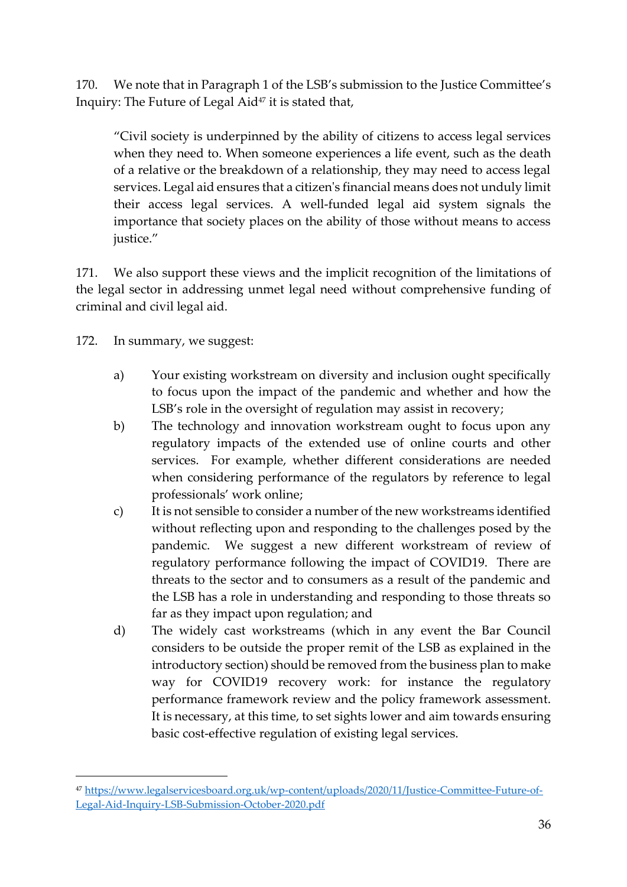170. We note that in Paragraph 1 of the LSB's submission to the Justice Committee's Inquiry: The Future of Legal Aid[47] it is stated that,

> "Civil society is underpinned by the ability of citizens to access legal services when they need to. When someone experiences a life event, such as the death of a relative or the breakdown of a relationship, they may need to access legal services. Legal aid ensures that a citizen's financial means does not unduly limit their access legal services. A well-funded legal aid system signals the importance that society places on the ability of those without means to access justice."

171. We also support these views and the implicit recognition of the limitations of the legal sector in addressing unmet legal need without comprehensive funding of criminal and civil legal aid.

172. In summary, we suggest:

a) Your existing workstream on diversity and inclusion ought specifically to focus upon the impact of the pandemic and whether and how the LSB's role in the oversight of regulation may assist in recovery;

b) The technology and innovation workstream ought to focus upon any regulatory impacts of the extended use of online courts and other services. For example, whether different considerations are needed when considering performance of the regulators by reference to legal professionals' work online;

c) It is not sensible to consider a number of the new workstreams identified without reflecting upon and responding to the challenges posed by the pandemic. We suggest a new different workstream of review of regulatory performance following the impact of COVID19. There are threats to the sector and to consumers as a result of the pandemic and the LSB has a role in understanding and responding to those threats so far as they impact upon regulation; and

d) The widely cast workstreams (which in any event the Bar Council considers to be outside the proper remit of the LSB as explained in the introductory section) should be removed from the business plan to make way for COVID19 recovery work: for instance the regulatory performance framework review and the policy framework assessment. It is necessary, at this time, to set sights lower and aim towards ensuring basic cost-effective regulation of existing legal services.

---

[47] https://www.legalservicesboard.org.uk/wp-content/uploads/2020/11/Justice-Committee-Future-of-Legal-Aid-Inquiry-LSB-Submission-October-2020.pdf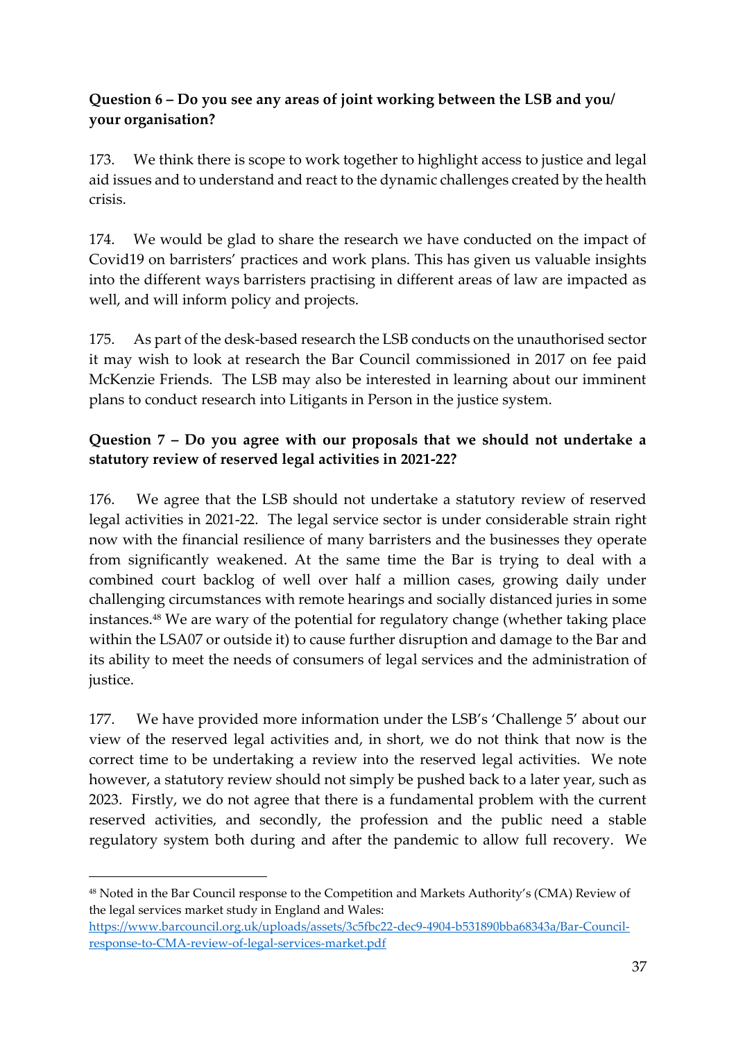**Question 6 – Do you see any areas of joint working between the LSB and you/ your organisation?**

173. We think there is scope to work together to highlight access to justice and legal aid issues and to understand and react to the dynamic challenges created by the health crisis.

174. We would be glad to share the research we have conducted on the impact of Covid19 on barristers' practices and work plans. This has given us valuable insights into the different ways barristers practising in different areas of law are impacted as well, and will inform policy and projects.

175. As part of the desk-based research the LSB conducts on the unauthorised sector it may wish to look at research the Bar Council commissioned in 2017 on fee paid McKenzie Friends. The LSB may also be interested in learning about our imminent plans to conduct research into Litigants in Person in the justice system.

**Question 7 – Do you agree with our proposals that we should not undertake a statutory review of reserved legal activities in 2021-22?**

176. We agree that the LSB should not undertake a statutory review of reserved legal activities in 2021-22. The legal service sector is under considerable strain right now with the financial resilience of many barristers and the businesses they operate from significantly weakened. At the same time the Bar is trying to deal with a combined court backlog of well over half a million cases, growing daily under challenging circumstances with remote hearings and socially distanced juries in some instances.[48] We are wary of the potential for regulatory change (whether taking place within the LSA07 or outside it) to cause further disruption and damage to the Bar and its ability to meet the needs of consumers of legal services and the administration of justice.

177. We have provided more information under the LSB's 'Challenge 5' about our view of the reserved legal activities and, in short, we do not think that now is the correct time to be undertaking a review into the reserved legal activities. We note however, a statutory review should not simply be pushed back to a later year, such as 2023. Firstly, we do not agree that there is a fundamental problem with the current reserved activities, and secondly, the profession and the public need a stable regulatory system both during and after the pandemic to allow full recovery. We

---

[48] Noted in the Bar Council response to the Competition and Markets Authority's (CMA) Review of the legal services market study in England and Wales: https://www.barcouncil.org.uk/uploads/assets/3c5fbc22-dec9-4904-b531890bba68343a/Bar-Council-response-to-CMA-review-of-legal-services-market.pdf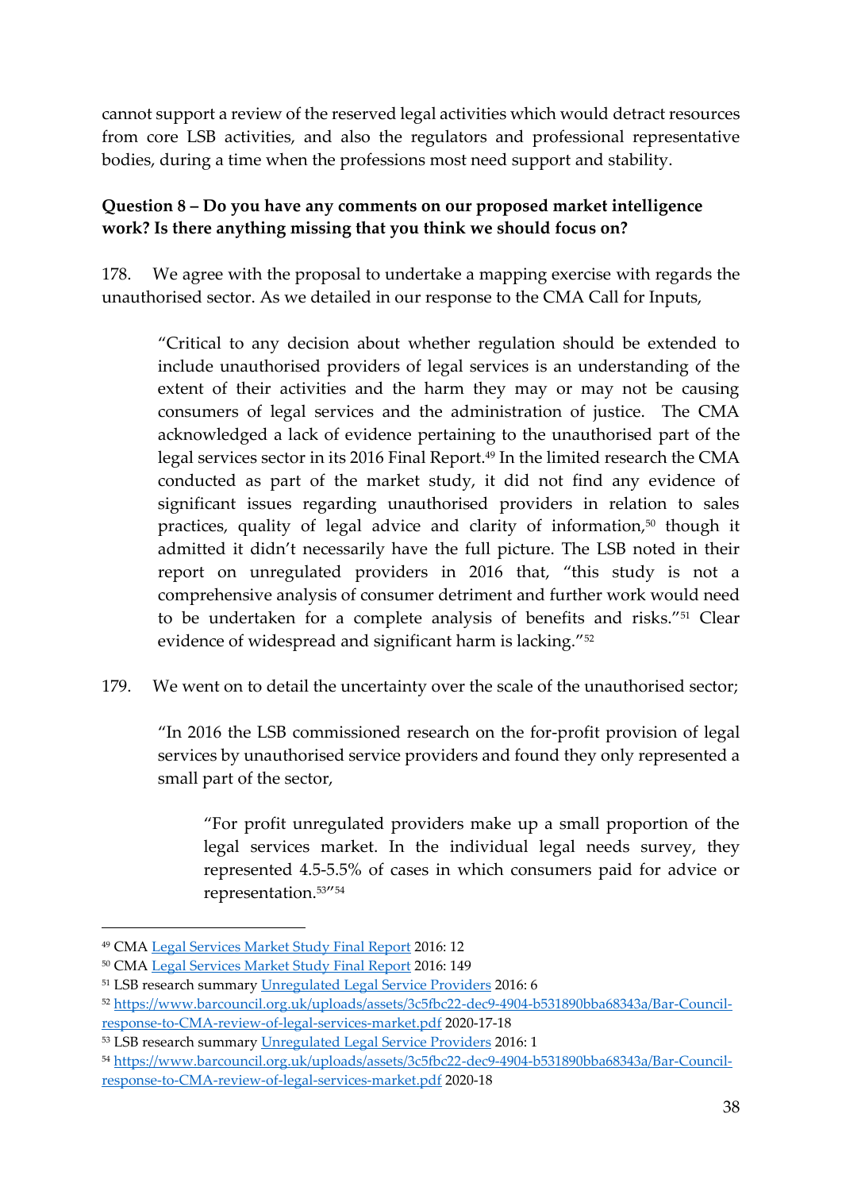cannot support a review of the reserved legal activities which would detract resources from core LSB activities, and also the regulators and professional representative bodies, during a time when the professions most need support and stability.

**Question 8 – Do you have any comments on our proposed market intelligence work? Is there anything missing that you think we should focus on?**

178. We agree with the proposal to undertake a mapping exercise with regards the unauthorised sector. As we detailed in our response to the CMA Call for Inputs,

> "Critical to any decision about whether regulation should be extended to include unauthorised providers of legal services is an understanding of the extent of their activities and the harm they may or may not be causing consumers of legal services and the administration of justice. The CMA acknowledged a lack of evidence pertaining to the unauthorised part of the legal services sector in its 2016 Final Report.[49] In the limited research the CMA conducted as part of the market study, it did not find any evidence of significant issues regarding unauthorised providers in relation to sales practices, quality of legal advice and clarity of information,[50] though it admitted it didn't necessarily have the full picture. The LSB noted in their report on unregulated providers in 2016 that, "this study is not a comprehensive analysis of consumer detriment and further work would need to be undertaken for a complete analysis of benefits and risks."[51] Clear evidence of widespread and significant harm is lacking."[52]

179. We went on to detail the uncertainty over the scale of the unauthorised sector;

> "In 2016 the LSB commissioned research on the for-profit provision of legal services by unauthorised service providers and found they only represented a small part of the sector,
>
> > "For profit unregulated providers make up a small proportion of the legal services market. In the individual legal needs survey, they represented 4.5-5.5% of cases in which consumers paid for advice or representation.[53]"[54]

---

[49] CMA Legal Services Market Study Final Report 2016: 12

[50] CMA Legal Services Market Study Final Report 2016: 149

[51] LSB research summary Unregulated Legal Service Providers 2016: 6

[52] https://www.barcouncil.org.uk/uploads/assets/3c5fbc22-dec9-4904-b531890bba68343a/Bar-Council-response-to-CMA-review-of-legal-services-market.pdf 2020-17-18

[53] LSB research summary Unregulated Legal Service Providers 2016: 1

[54] https://www.barcouncil.org.uk/uploads/assets/3c5fbc22-dec9-4904-b531890bba68343a/Bar-Council-response-to-CMA-review-of-legal-services-market.pdf 2020-18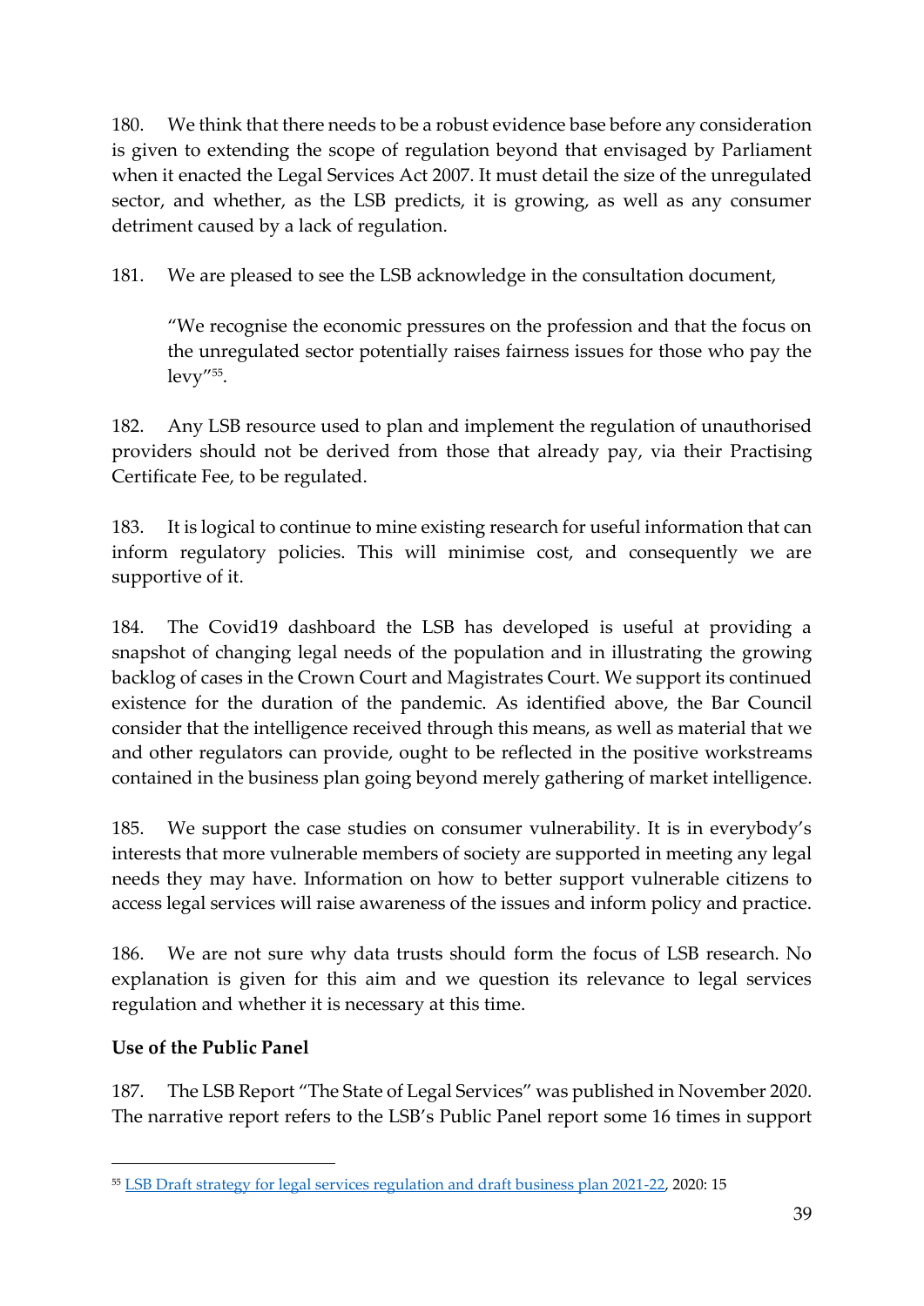180. We think that there needs to be a robust evidence base before any consideration is given to extending the scope of regulation beyond that envisaged by Parliament when it enacted the Legal Services Act 2007. It must detail the size of the unregulated sector, and whether, as the LSB predicts, it is growing, as well as any consumer detriment caused by a lack of regulation.

181. We are pleased to see the LSB acknowledge in the consultation document,

> "We recognise the economic pressures on the profession and that the focus on the unregulated sector potentially raises fairness issues for those who pay the levy"[55].

182. Any LSB resource used to plan and implement the regulation of unauthorised providers should not be derived from those that already pay, via their Practising Certificate Fee, to be regulated.

183. It is logical to continue to mine existing research for useful information that can inform regulatory policies. This will minimise cost, and consequently we are supportive of it.

184. The Covid19 dashboard the LSB has developed is useful at providing a snapshot of changing legal needs of the population and in illustrating the growing backlog of cases in the Crown Court and Magistrates Court. We support its continued existence for the duration of the pandemic. As identified above, the Bar Council consider that the intelligence received through this means, as well as material that we and other regulators can provide, ought to be reflected in the positive workstreams contained in the business plan going beyond merely gathering of market intelligence.

185. We support the case studies on consumer vulnerability. It is in everybody's interests that more vulnerable members of society are supported in meeting any legal needs they may have. Information on how to better support vulnerable citizens to access legal services will raise awareness of the issues and inform policy and practice.

186. We are not sure why data trusts should form the focus of LSB research. No explanation is given for this aim and we question its relevance to legal services regulation and whether it is necessary at this time.

**Use of the Public Panel**

187. The LSB Report "The State of Legal Services" was published in November 2020. The narrative report refers to the LSB's Public Panel report some 16 times in support

[55] LSB Draft strategy for legal services regulation and draft business plan 2021-22, 2020: 15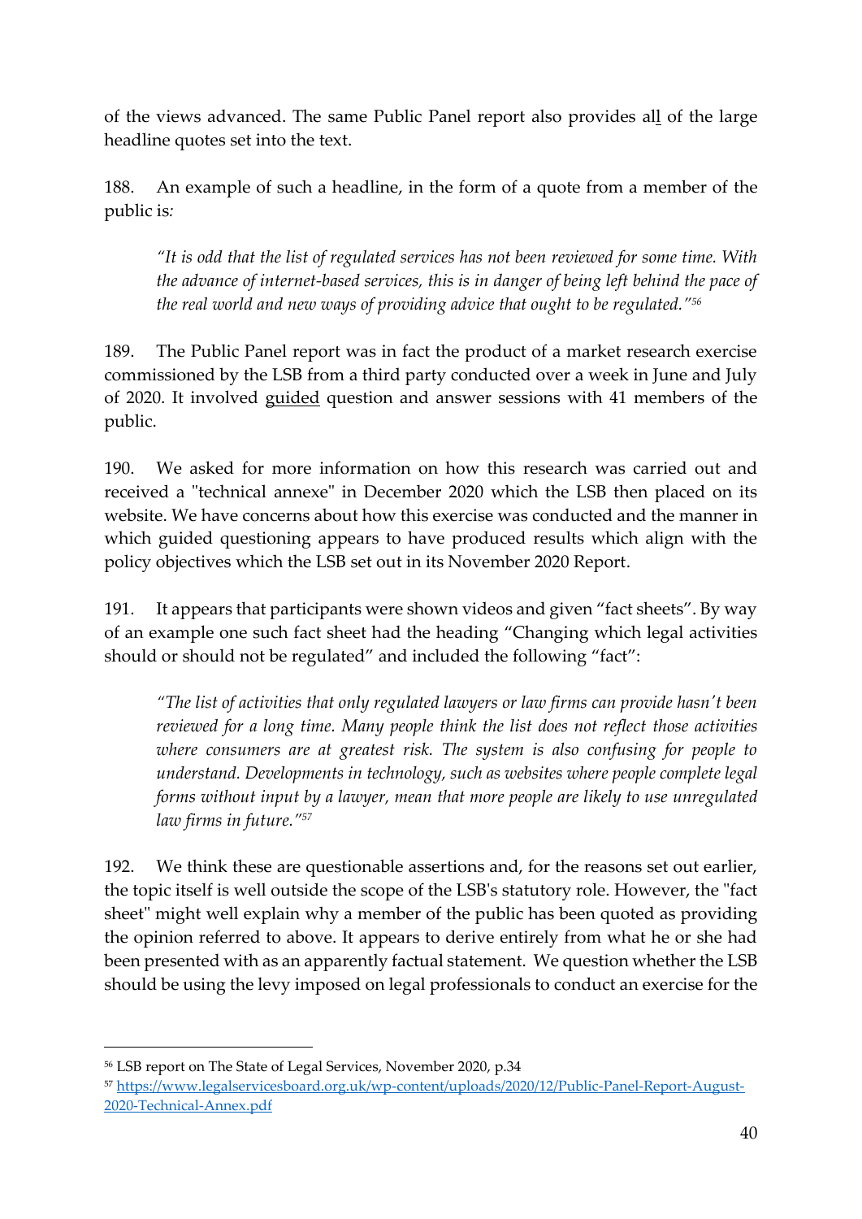of the views advanced. The same Public Panel report also provides al<u>l</u> of the large headline quotes set into the text.

188. An example of such a headline, in the form of a quote from a member of the public is*:*

> *"It is odd that the list of regulated services has not been reviewed for some time. With the advance of internet-based services, this is in danger of being left behind the pace of the real world and new ways of providing advice that ought to be regulated."*[56]

189. The Public Panel report was in fact the product of a market research exercise commissioned by the LSB from a third party conducted over a week in June and July of 2020. It involved <u>guided</u> question and answer sessions with 41 members of the public.

190. We asked for more information on how this research was carried out and received a "technical annexe" in December 2020 which the LSB then placed on its website. We have concerns about how this exercise was conducted and the manner in which guided questioning appears to have produced results which align with the policy objectives which the LSB set out in its November 2020 Report.

191. It appears that participants were shown videos and given "fact sheets". By way of an example one such fact sheet had the heading "Changing which legal activities should or should not be regulated" and included the following "fact":

> *"The list of activities that only regulated lawyers or law firms can provide hasn't been reviewed for a long time. Many people think the list does not reflect those activities where consumers are at greatest risk. The system is also confusing for people to understand. Developments in technology, such as websites where people complete legal forms without input by a lawyer, mean that more people are likely to use unregulated law firms in future."*[57]

192. We think these are questionable assertions and, for the reasons set out earlier, the topic itself is well outside the scope of the LSB's statutory role. However, the "fact sheet" might well explain why a member of the public has been quoted as providing the opinion referred to above. It appears to derive entirely from what he or she had been presented with as an apparently factual statement. We question whether the LSB should be using the levy imposed on legal professionals to conduct an exercise for the

---

[56] LSB report on The State of Legal Services, November 2020, p.34

[57] https://www.legalservicesboard.org.uk/wp-content/uploads/2020/12/Public-Panel-Report-August-2020-Technical-Annex.pdf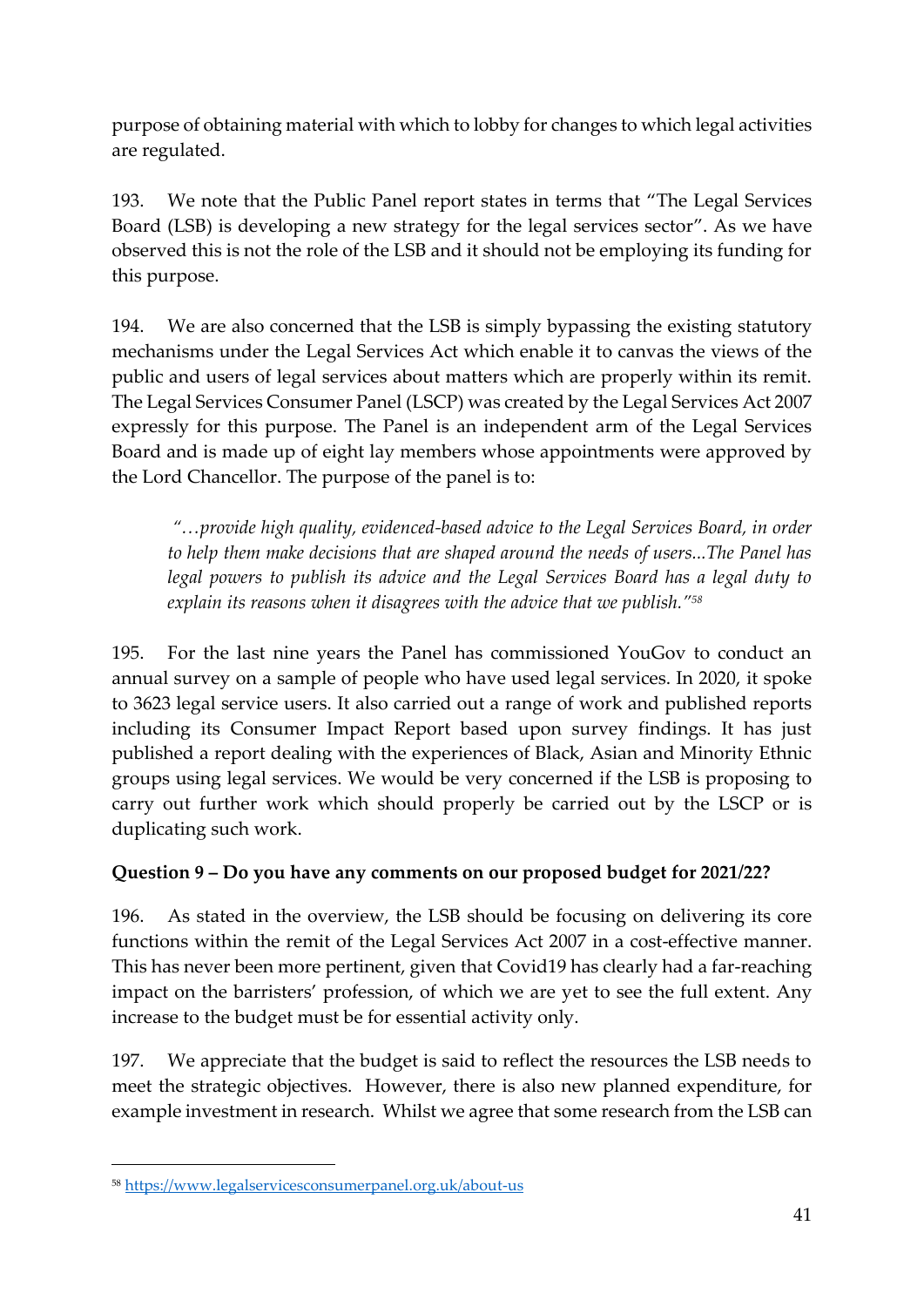purpose of obtaining material with which to lobby for changes to which legal activities are regulated.

193. We note that the Public Panel report states in terms that "The Legal Services Board (LSB) is developing a new strategy for the legal services sector". As we have observed this is not the role of the LSB and it should not be employing its funding for this purpose.

194. We are also concerned that the LSB is simply bypassing the existing statutory mechanisms under the Legal Services Act which enable it to canvas the views of the public and users of legal services about matters which are properly within its remit. The Legal Services Consumer Panel (LSCP) was created by the Legal Services Act 2007 expressly for this purpose. The Panel is an independent arm of the Legal Services Board and is made up of eight lay members whose appointments were approved by the Lord Chancellor. The purpose of the panel is to:

> *"…provide high quality, evidenced-based advice to the Legal Services Board, in order to help them make decisions that are shaped around the needs of users...The Panel has legal powers to publish its advice and the Legal Services Board has a legal duty to explain its reasons when it disagrees with the advice that we publish."*[58]

195. For the last nine years the Panel has commissioned YouGov to conduct an annual survey on a sample of people who have used legal services. In 2020, it spoke to 3623 legal service users. It also carried out a range of work and published reports including its Consumer Impact Report based upon survey findings. It has just published a report dealing with the experiences of Black, Asian and Minority Ethnic groups using legal services. We would be very concerned if the LSB is proposing to carry out further work which should properly be carried out by the LSCP or is duplicating such work.

**Question 9 – Do you have any comments on our proposed budget for 2021/22?**

196. As stated in the overview, the LSB should be focusing on delivering its core functions within the remit of the Legal Services Act 2007 in a cost-effective manner. This has never been more pertinent, given that Covid19 has clearly had a far-reaching impact on the barristers' profession, of which we are yet to see the full extent. Any increase to the budget must be for essential activity only.

197. We appreciate that the budget is said to reflect the resources the LSB needs to meet the strategic objectives. However, there is also new planned expenditure, for example investment in research. Whilst we agree that some research from the LSB can

[58] https://www.legalservicesconsumerpanel.org.uk/about-us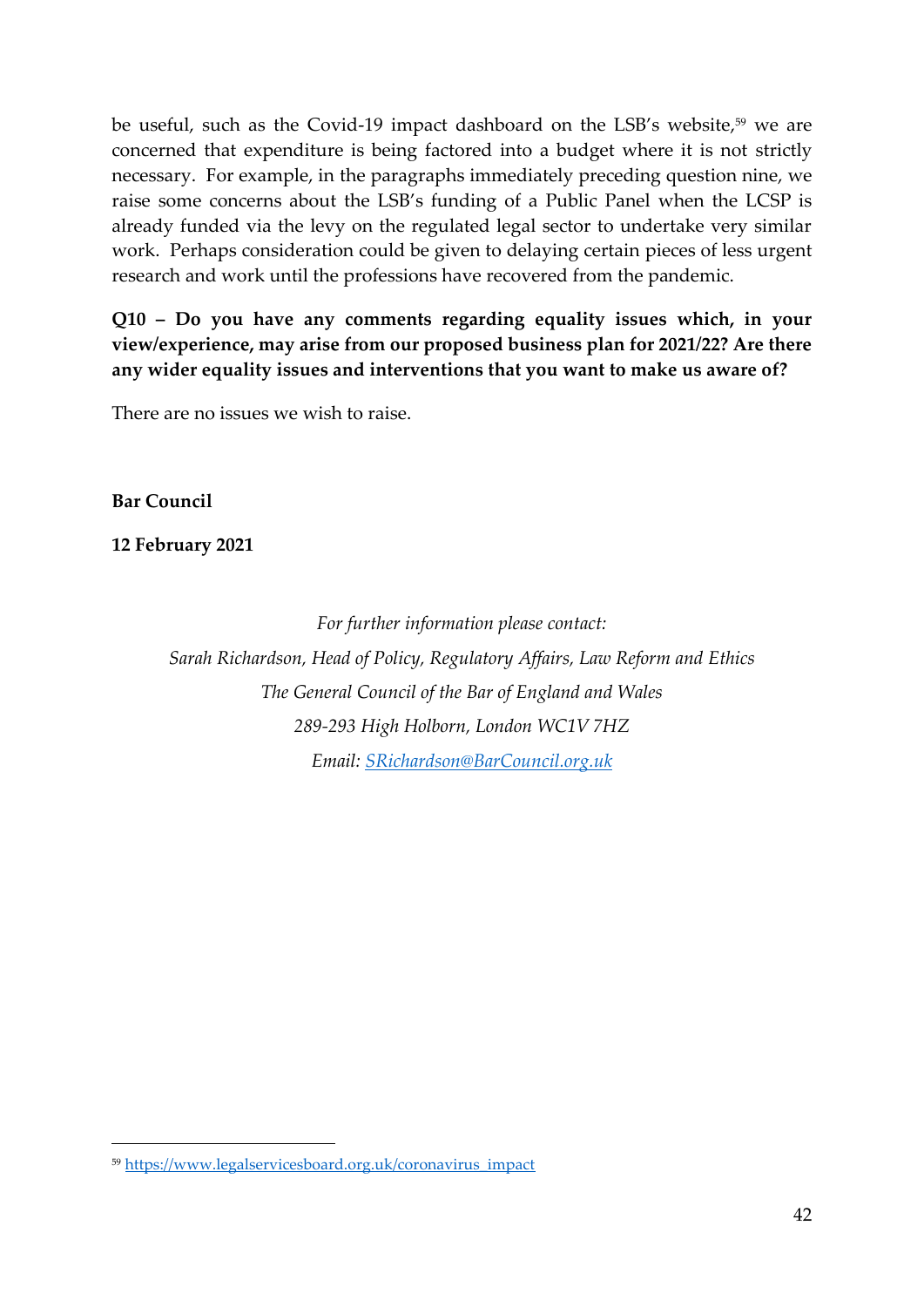be useful, such as the Covid-19 impact dashboard on the LSB's website,[59] we are concerned that expenditure is being factored into a budget where it is not strictly necessary. For example, in the paragraphs immediately preceding question nine, we raise some concerns about the LSB's funding of a Public Panel when the LCSP is already funded via the levy on the regulated legal sector to undertake very similar work. Perhaps consideration could be given to delaying certain pieces of less urgent research and work until the professions have recovered from the pandemic.

**Q10 – Do you have any comments regarding equality issues which, in your view/experience, may arise from our proposed business plan for 2021/22? Are there any wider equality issues and interventions that you want to make us aware of?**

There are no issues we wish to raise.

**Bar Council**

**12 February 2021**

*For further information please contact:*
*Sarah Richardson, Head of Policy, Regulatory Affairs, Law Reform and Ethics*
*The General Council of the Bar of England and Wales*
*289-293 High Holborn, London WC1V 7HZ*
*Email: SRichardson@BarCouncil.org.uk*

[59] https://www.legalservicesboard.org.uk/coronavirus_impact